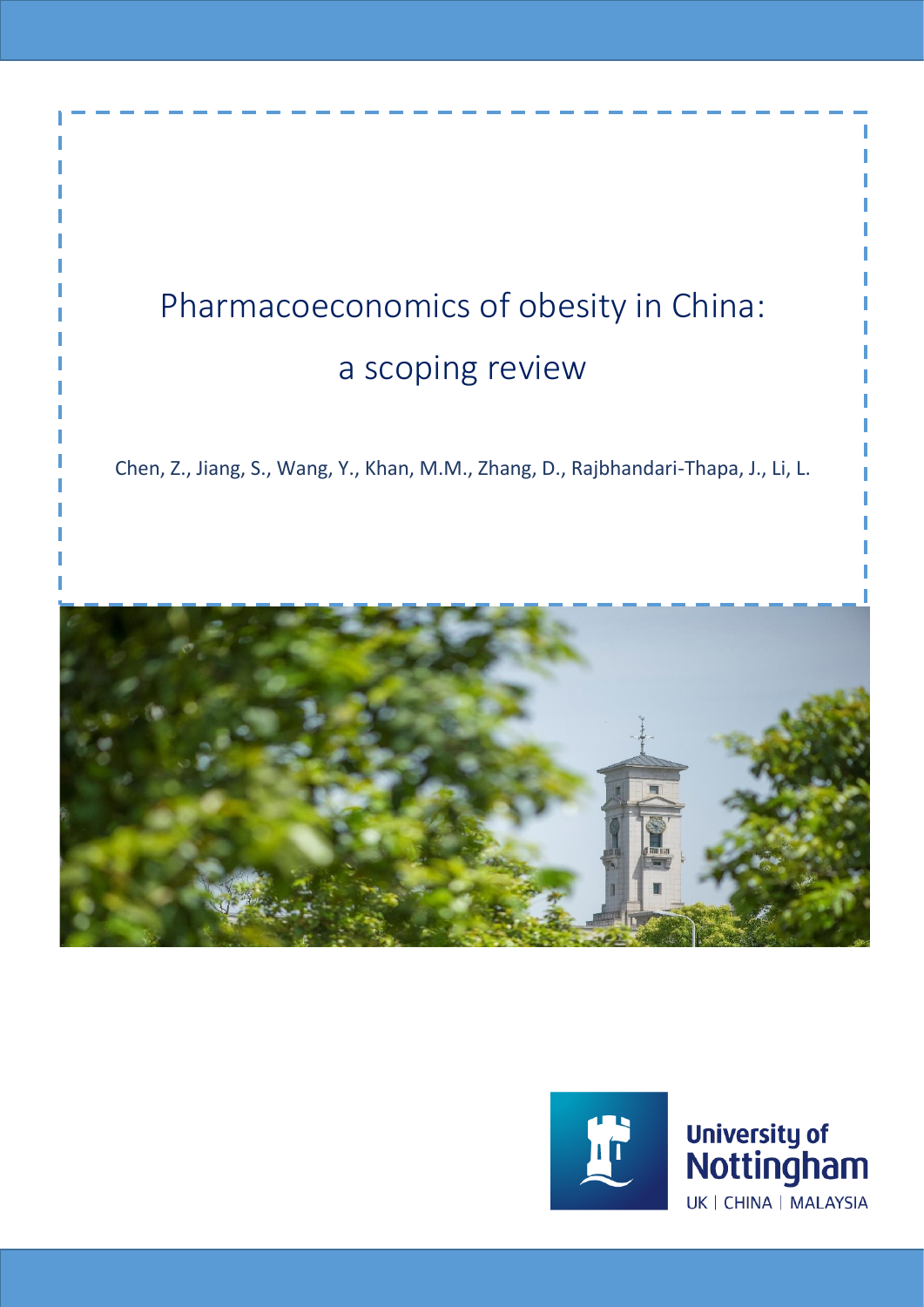# Pharmacoeconomics of obesity in China: a scoping review

Chen, Z., Jiang, S., Wang, Y., Khan, M.M., Zhang, D., Rajbhandari-Thapa, J., Li, L.

University of Nottingham

UK | CHINA | MALAYSIA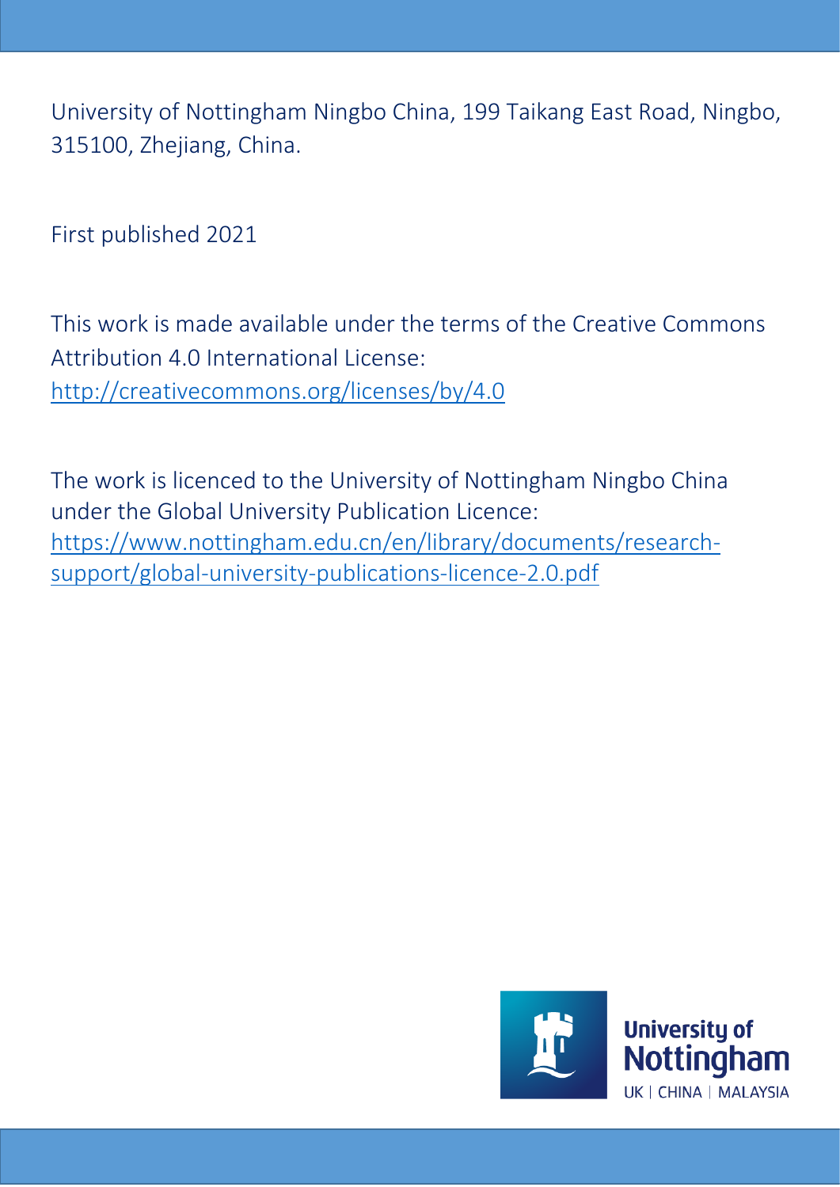University of Nottingham Ningbo China, 199 Taikang East Road, Ningbo, 315100, Zhejiang, China.

First published 2021

This work is made available under the terms of the Creative Commons Attribution 4.0 International License: http://creativecommons.org/licenses/by/4.0

The work is licenced to the University of Nottingham Ningbo China under the Global University Publication Licence: https://www.nottingham.edu.cn/en/library/documents/research-support/global-university-publications-licence-2.0.pdf

University of Nottingham
UK | CHINA | MALAYSIA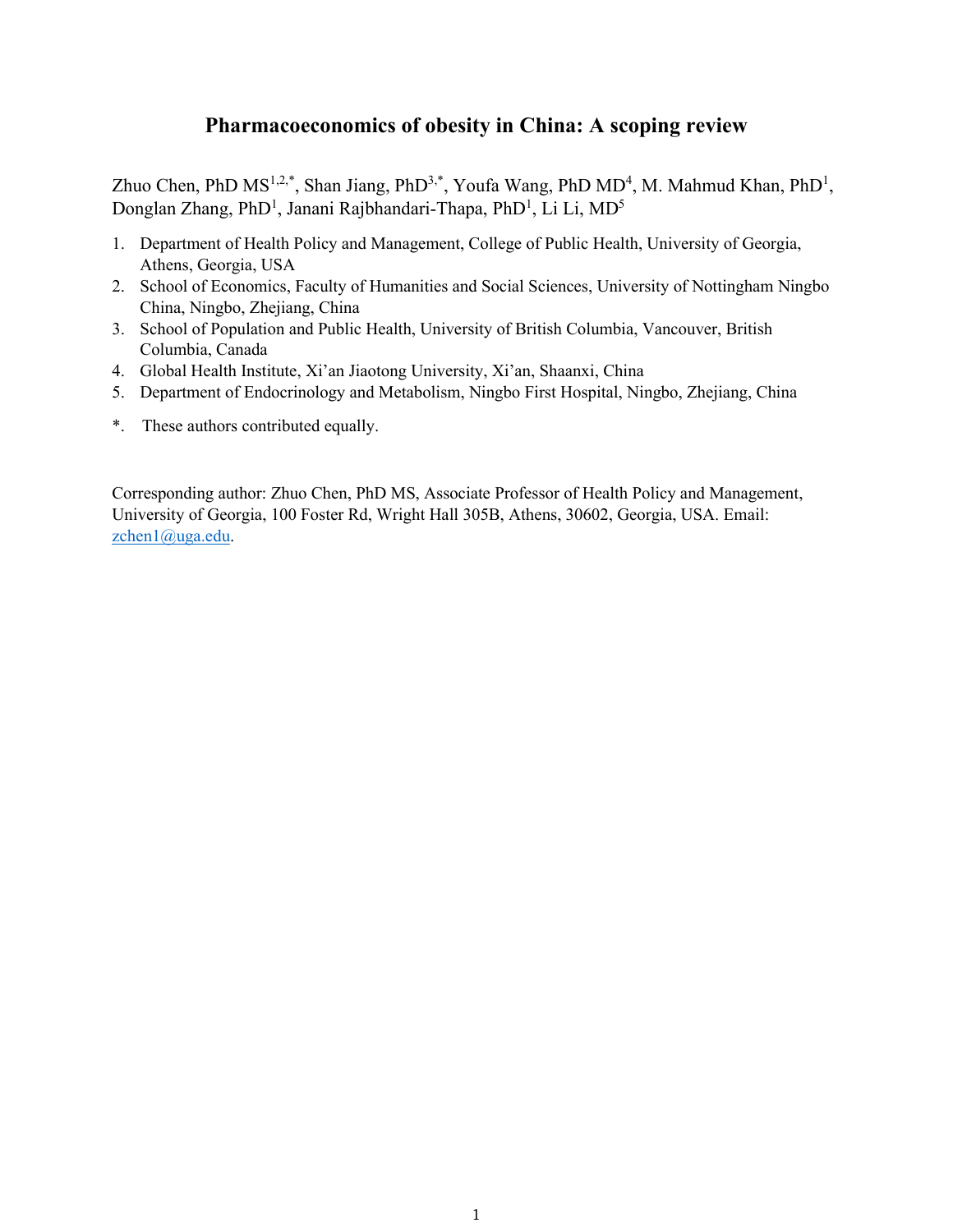# Pharmacoeconomics of obesity in China: A scoping review

Zhuo Chen, PhD MS[1,2,*], Shan Jiang, PhD[3,*], Youfa Wang, PhD MD[4], M. Mahmud Khan, PhD[1], Donglan Zhang, PhD[1], Janani Rajbhandari-Thapa, PhD[1], Li Li, MD[5]

1. Department of Health Policy and Management, College of Public Health, University of Georgia, Athens, Georgia, USA
2. School of Economics, Faculty of Humanities and Social Sciences, University of Nottingham Ningbo China, Ningbo, Zhejiang, China
3. School of Population and Public Health, University of British Columbia, Vancouver, British Columbia, Canada
4. Global Health Institute, Xi'an Jiaotong University, Xi'an, Shaanxi, China
5. Department of Endocrinology and Metabolism, Ningbo First Hospital, Ningbo, Zhejiang, China

*. These authors contributed equally.

Corresponding author: Zhuo Chen, PhD MS, Associate Professor of Health Policy and Management, University of Georgia, 100 Foster Rd, Wright Hall 305B, Athens, 30602, Georgia, USA. Email: zchen1@uga.edu.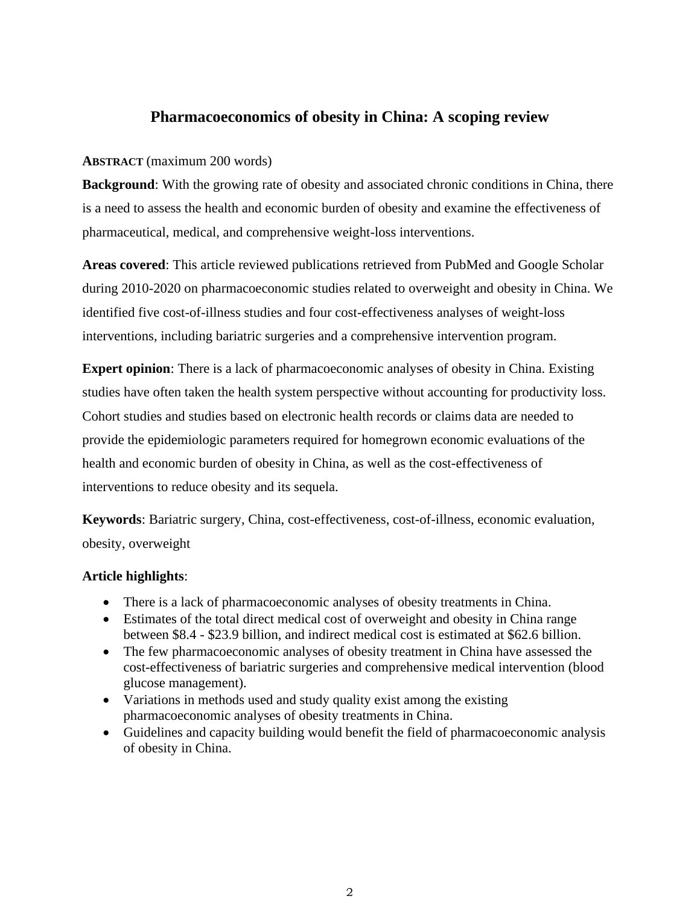# Pharmacoeconomics of obesity in China: A scoping review

**ABSTRACT** (maximum 200 words)

**Background**: With the growing rate of obesity and associated chronic conditions in China, there is a need to assess the health and economic burden of obesity and examine the effectiveness of pharmaceutical, medical, and comprehensive weight-loss interventions.

**Areas covered**: This article reviewed publications retrieved from PubMed and Google Scholar during 2010-2020 on pharmacoeconomic studies related to overweight and obesity in China. We identified five cost-of-illness studies and four cost-effectiveness analyses of weight-loss interventions, including bariatric surgeries and a comprehensive intervention program.

**Expert opinion**: There is a lack of pharmacoeconomic analyses of obesity in China. Existing studies have often taken the health system perspective without accounting for productivity loss. Cohort studies and studies based on electronic health records or claims data are needed to provide the epidemiologic parameters required for homegrown economic evaluations of the health and economic burden of obesity in China, as well as the cost-effectiveness of interventions to reduce obesity and its sequela.

**Keywords**: Bariatric surgery, China, cost-effectiveness, cost-of-illness, economic evaluation, obesity, overweight

**Article highlights**:

- There is a lack of pharmacoeconomic analyses of obesity treatments in China.
- Estimates of the total direct medical cost of overweight and obesity in China range between $8.4 - $23.9 billion, and indirect medical cost is estimated at $62.6 billion.
- The few pharmacoeconomic analyses of obesity treatment in China have assessed the cost-effectiveness of bariatric surgeries and comprehensive medical intervention (blood glucose management).
- Variations in methods used and study quality exist among the existing pharmacoeconomic analyses of obesity treatments in China.
- Guidelines and capacity building would benefit the field of pharmacoeconomic analysis of obesity in China.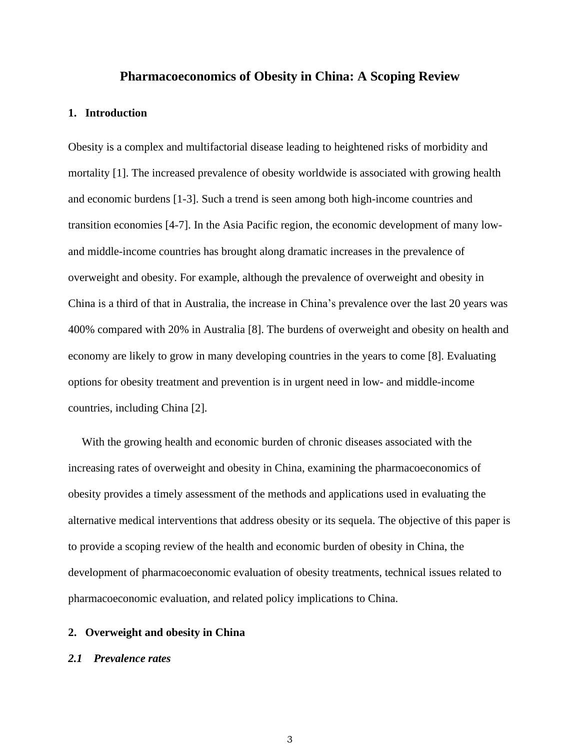# Pharmacoeconomics of Obesity in China: A Scoping Review

## 1. Introduction

Obesity is a complex and multifactorial disease leading to heightened risks of morbidity and mortality [1]. The increased prevalence of obesity worldwide is associated with growing health and economic burdens [1-3]. Such a trend is seen among both high-income countries and transition economies [4-7]. In the Asia Pacific region, the economic development of many low- and middle-income countries has brought along dramatic increases in the prevalence of overweight and obesity. For example, although the prevalence of overweight and obesity in China is a third of that in Australia, the increase in China's prevalence over the last 20 years was 400% compared with 20% in Australia [8]. The burdens of overweight and obesity on health and economy are likely to grow in many developing countries in the years to come [8]. Evaluating options for obesity treatment and prevention is in urgent need in low- and middle-income countries, including China [2].

With the growing health and economic burden of chronic diseases associated with the increasing rates of overweight and obesity in China, examining the pharmacoeconomics of obesity provides a timely assessment of the methods and applications used in evaluating the alternative medical interventions that address obesity or its sequela. The objective of this paper is to provide a scoping review of the health and economic burden of obesity in China, the development of pharmacoeconomic evaluation of obesity treatments, technical issues related to pharmacoeconomic evaluation, and related policy implications to China.

## 2. Overweight and obesity in China

### *2.1 Prevalence rates*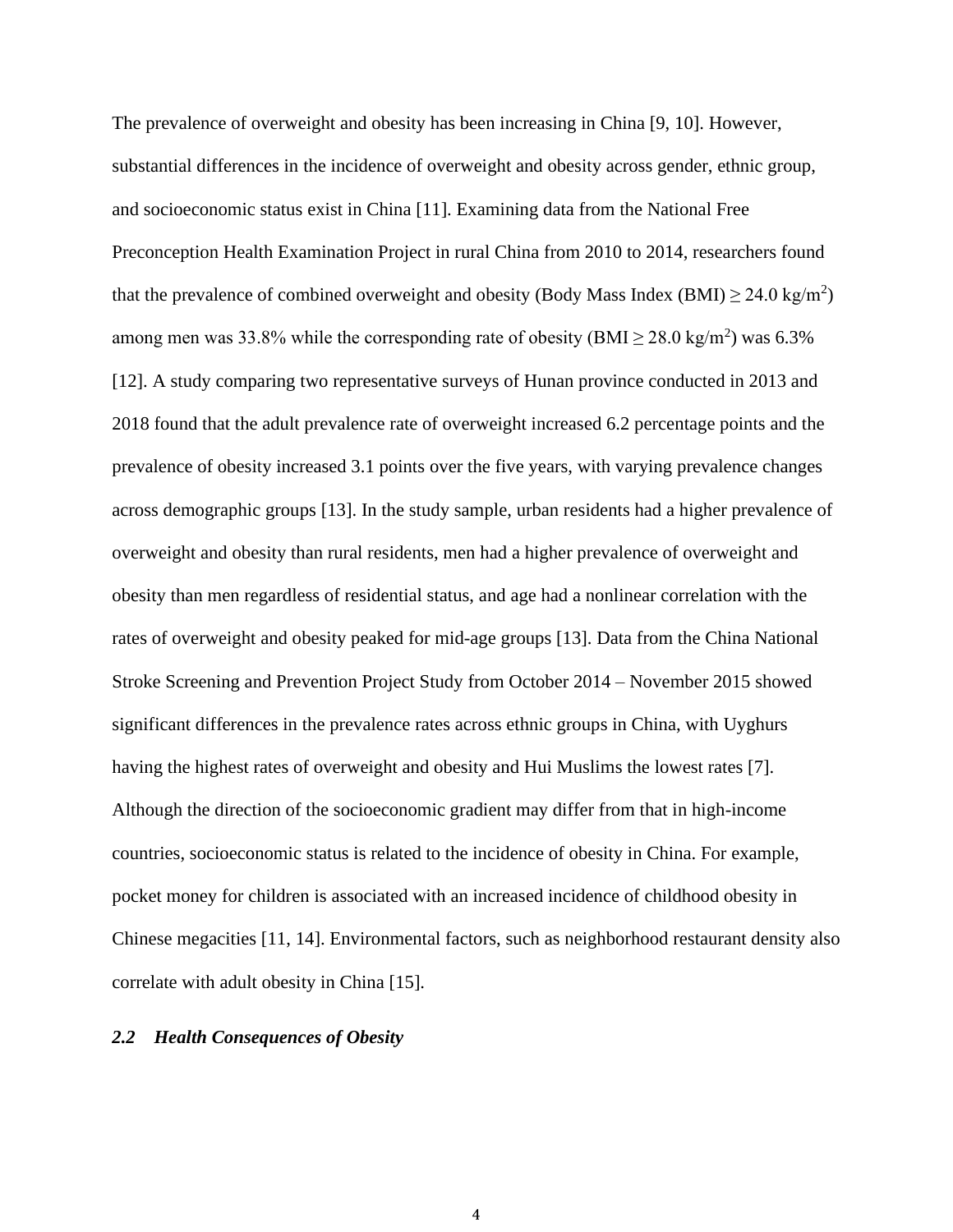The prevalence of overweight and obesity has been increasing in China [9, 10]. However, substantial differences in the incidence of overweight and obesity across gender, ethnic group, and socioeconomic status exist in China [11]. Examining data from the National Free Preconception Health Examination Project in rural China from 2010 to 2014, researchers found that the prevalence of combined overweight and obesity (Body Mass Index (BMI) $\geq 24.0$ kg/m$^2$) among men was 33.8% while the corresponding rate of obesity (BMI $\geq 28.0$ kg/m$^2$) was 6.3% [12]. A study comparing two representative surveys of Hunan province conducted in 2013 and 2018 found that the adult prevalence rate of overweight increased 6.2 percentage points and the prevalence of obesity increased 3.1 points over the five years, with varying prevalence changes across demographic groups [13]. In the study sample, urban residents had a higher prevalence of overweight and obesity than rural residents, men had a higher prevalence of overweight and obesity than men regardless of residential status, and age had a nonlinear correlation with the rates of overweight and obesity peaked for mid-age groups [13]. Data from the China National Stroke Screening and Prevention Project Study from October 2014 – November 2015 showed significant differences in the prevalence rates across ethnic groups in China, with Uyghurs having the highest rates of overweight and obesity and Hui Muslims the lowest rates [7]. Although the direction of the socioeconomic gradient may differ from that in high-income countries, socioeconomic status is related to the incidence of obesity in China. For example, pocket money for children is associated with an increased incidence of childhood obesity in Chinese megacities [11, 14]. Environmental factors, such as neighborhood restaurant density also correlate with adult obesity in China [15].

### *2.2 Health Consequences of Obesity*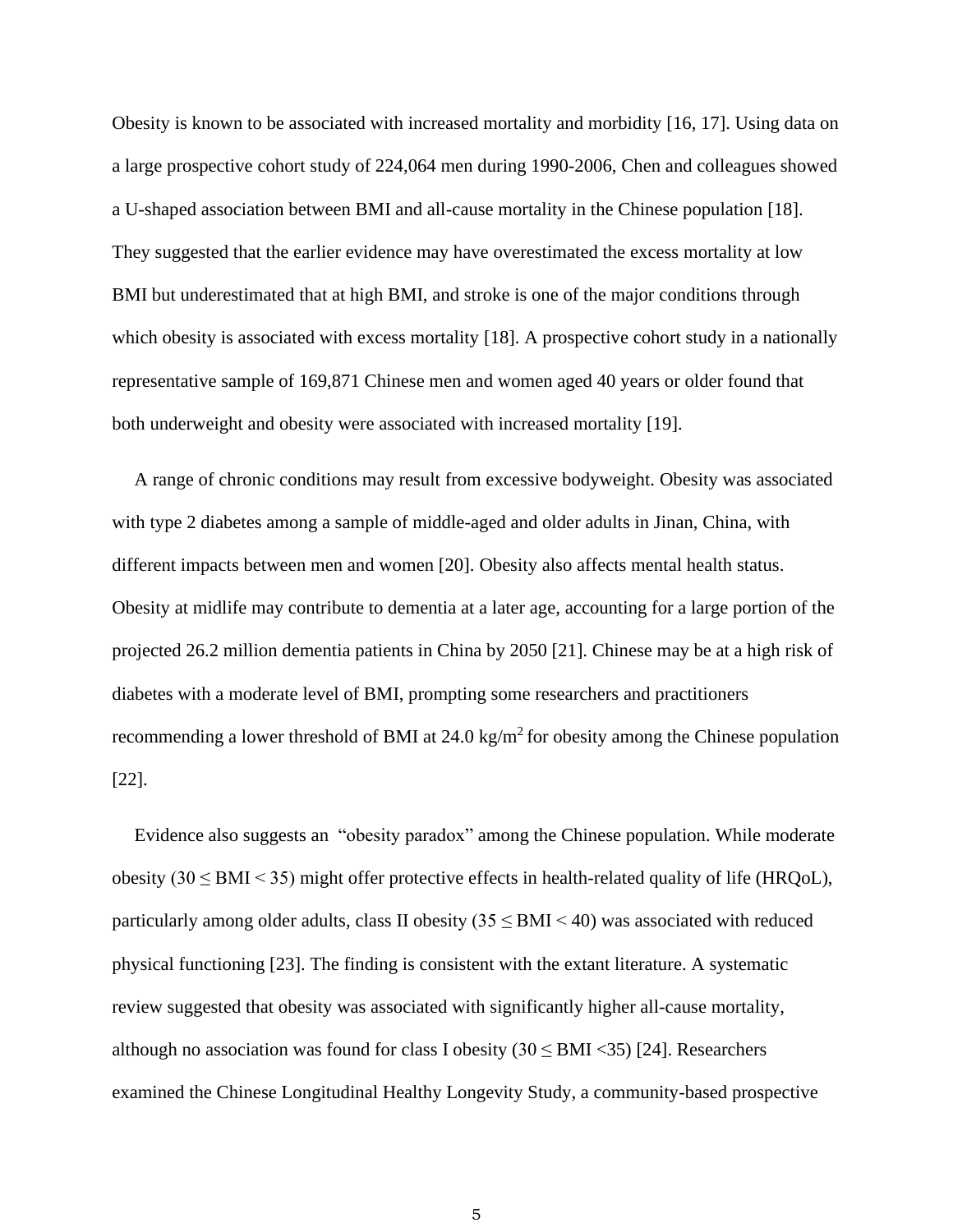Obesity is known to be associated with increased mortality and morbidity [16, 17]. Using data on a large prospective cohort study of 224,064 men during 1990-2006, Chen and colleagues showed a U-shaped association between BMI and all-cause mortality in the Chinese population [18]. They suggested that the earlier evidence may have overestimated the excess mortality at low BMI but underestimated that at high BMI, and stroke is one of the major conditions through which obesity is associated with excess mortality [18]. A prospective cohort study in a nationally representative sample of 169,871 Chinese men and women aged 40 years or older found that both underweight and obesity were associated with increased mortality [19].

A range of chronic conditions may result from excessive bodyweight. Obesity was associated with type 2 diabetes among a sample of middle-aged and older adults in Jinan, China, with different impacts between men and women [20]. Obesity also affects mental health status. Obesity at midlife may contribute to dementia at a later age, accounting for a large portion of the projected 26.2 million dementia patients in China by 2050 [21]. Chinese may be at a high risk of diabetes with a moderate level of BMI, prompting some researchers and practitioners recommending a lower threshold of BMI at 24.0 kg/m$^2$ for obesity among the Chinese population [22].

Evidence also suggests an "obesity paradox" among the Chinese population. While moderate obesity ($30 \leq$ BMI $< 35$) might offer protective effects in health-related quality of life (HRQoL), particularly among older adults, class II obesity ($35 \leq$ BMI $< 40$) was associated with reduced physical functioning [23]. The finding is consistent with the extant literature. A systematic review suggested that obesity was associated with significantly higher all-cause mortality, although no association was found for class I obesity ($30 \leq$ BMI $<35$) [24]. Researchers examined the Chinese Longitudinal Healthy Longevity Study, a community-based prospective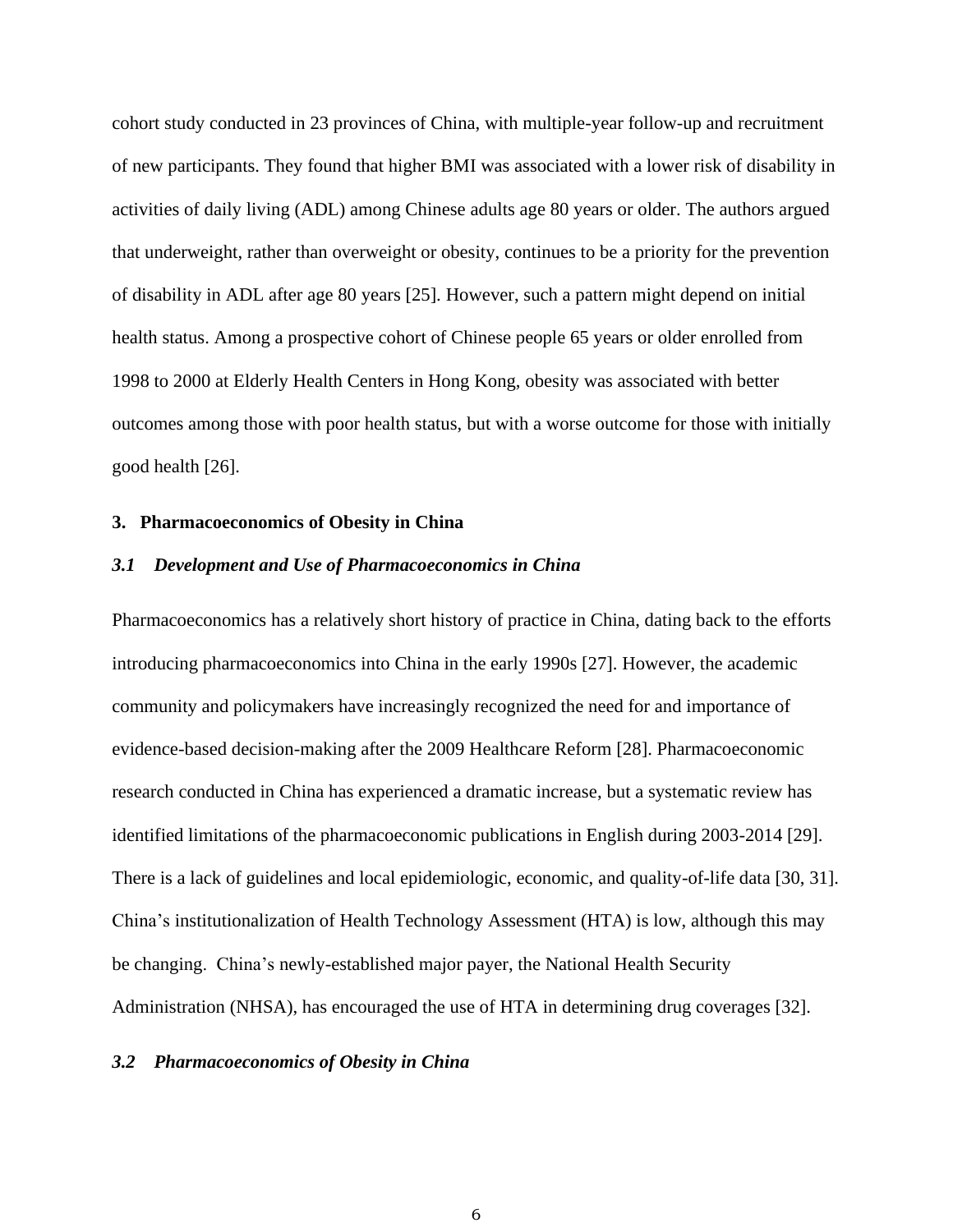cohort study conducted in 23 provinces of China, with multiple-year follow-up and recruitment of new participants. They found that higher BMI was associated with a lower risk of disability in activities of daily living (ADL) among Chinese adults age 80 years or older. The authors argued that underweight, rather than overweight or obesity, continues to be a priority for the prevention of disability in ADL after age 80 years [25]. However, such a pattern might depend on initial health status. Among a prospective cohort of Chinese people 65 years or older enrolled from 1998 to 2000 at Elderly Health Centers in Hong Kong, obesity was associated with better outcomes among those with poor health status, but with a worse outcome for those with initially good health [26].

## 3. Pharmacoeconomics of Obesity in China

### *3.1 Development and Use of Pharmacoeconomics in China*

Pharmacoeconomics has a relatively short history of practice in China, dating back to the efforts introducing pharmacoeconomics into China in the early 1990s [27]. However, the academic community and policymakers have increasingly recognized the need for and importance of evidence-based decision-making after the 2009 Healthcare Reform [28]. Pharmacoeconomic research conducted in China has experienced a dramatic increase, but a systematic review has identified limitations of the pharmacoeconomic publications in English during 2003-2014 [29]. There is a lack of guidelines and local epidemiologic, economic, and quality-of-life data [30, 31]. China's institutionalization of Health Technology Assessment (HTA) is low, although this may be changing. China's newly-established major payer, the National Health Security Administration (NHSA), has encouraged the use of HTA in determining drug coverages [32].

### *3.2 Pharmacoeconomics of Obesity in China*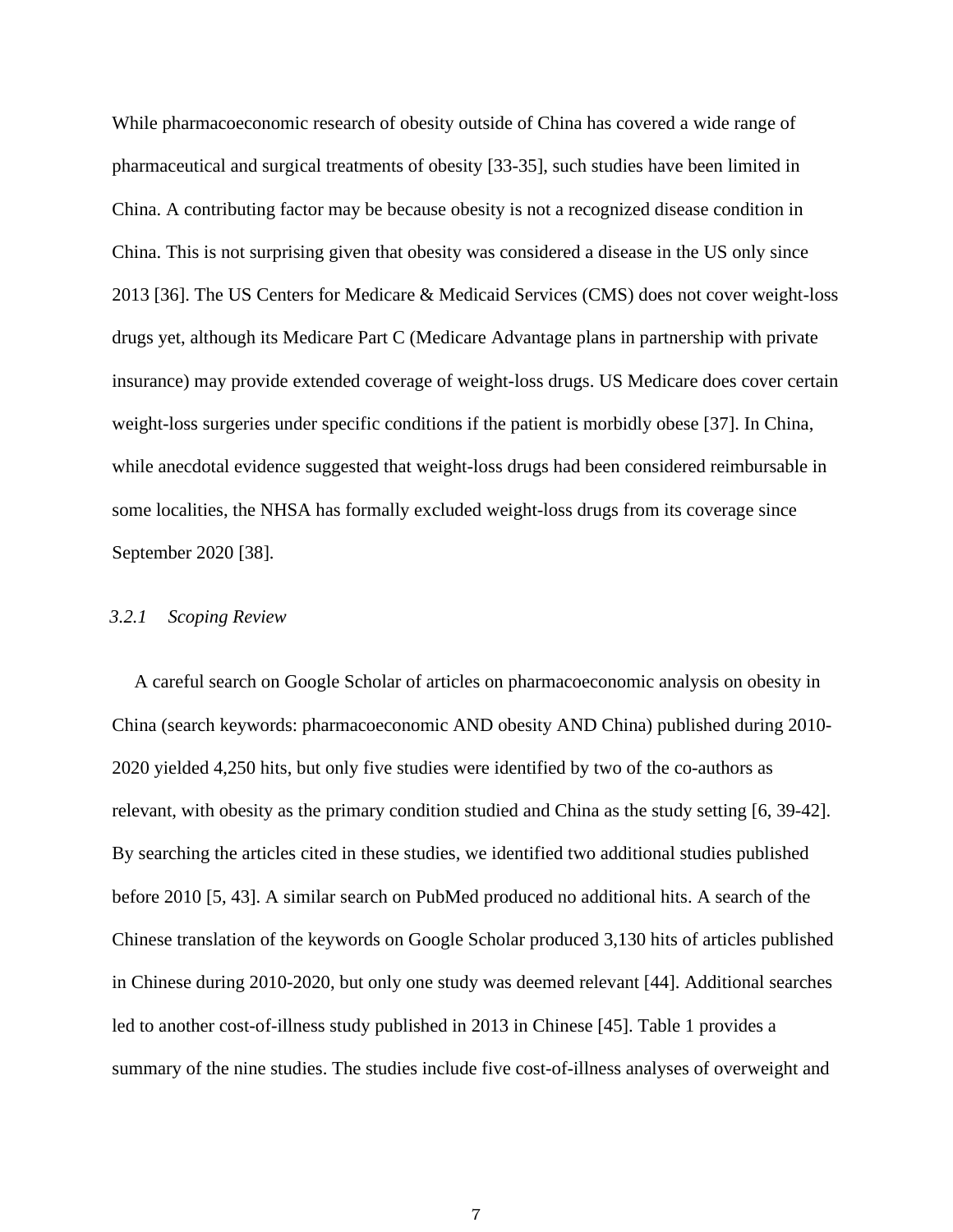While pharmacoeconomic research of obesity outside of China has covered a wide range of pharmaceutical and surgical treatments of obesity [33-35], such studies have been limited in China. A contributing factor may be because obesity is not a recognized disease condition in China. This is not surprising given that obesity was considered a disease in the US only since 2013 [36]. The US Centers for Medicare & Medicaid Services (CMS) does not cover weight-loss drugs yet, although its Medicare Part C (Medicare Advantage plans in partnership with private insurance) may provide extended coverage of weight-loss drugs. US Medicare does cover certain weight-loss surgeries under specific conditions if the patient is morbidly obese [37]. In China, while anecdotal evidence suggested that weight-loss drugs had been considered reimbursable in some localities, the NHSA has formally excluded weight-loss drugs from its coverage since September 2020 [38].

### *3.2.1 Scoping Review*

A careful search on Google Scholar of articles on pharmacoeconomic analysis on obesity in China (search keywords: pharmacoeconomic AND obesity AND China) published during 2010-2020 yielded 4,250 hits, but only five studies were identified by two of the co-authors as relevant, with obesity as the primary condition studied and China as the study setting [6, 39-42]. By searching the articles cited in these studies, we identified two additional studies published before 2010 [5, 43]. A similar search on PubMed produced no additional hits. A search of the Chinese translation of the keywords on Google Scholar produced 3,130 hits of articles published in Chinese during 2010-2020, but only one study was deemed relevant [44]. Additional searches led to another cost-of-illness study published in 2013 in Chinese [45]. Table 1 provides a summary of the nine studies. The studies include five cost-of-illness analyses of overweight and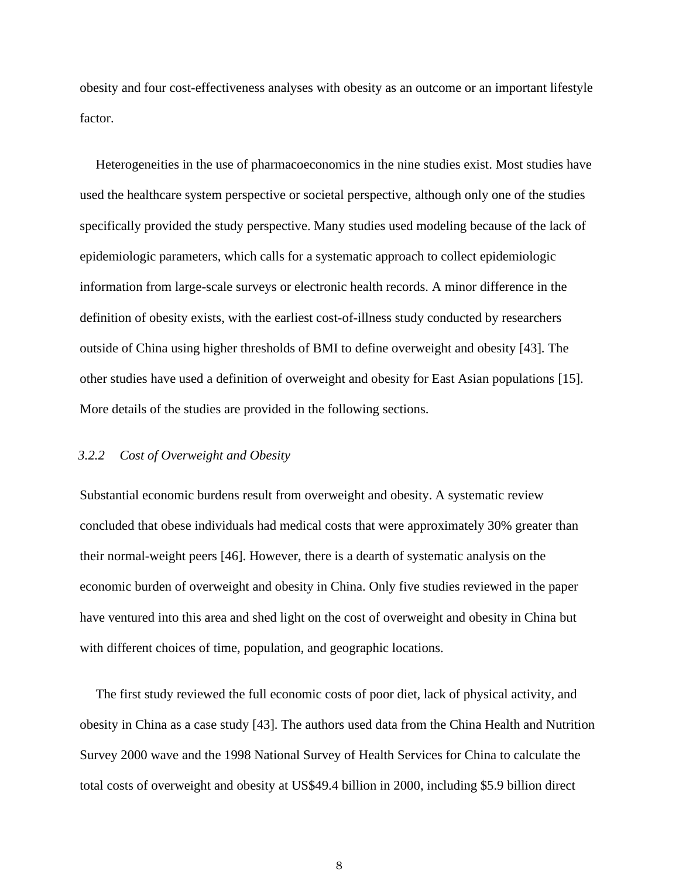obesity and four cost-effectiveness analyses with obesity as an outcome or an important lifestyle factor.

Heterogeneities in the use of pharmacoeconomics in the nine studies exist. Most studies have used the healthcare system perspective or societal perspective, although only one of the studies specifically provided the study perspective. Many studies used modeling because of the lack of epidemiologic parameters, which calls for a systematic approach to collect epidemiologic information from large-scale surveys or electronic health records. A minor difference in the definition of obesity exists, with the earliest cost-of-illness study conducted by researchers outside of China using higher thresholds of BMI to define overweight and obesity [43]. The other studies have used a definition of overweight and obesity for East Asian populations [15]. More details of the studies are provided in the following sections.

### *3.2.2 Cost of Overweight and Obesity*

Substantial economic burdens result from overweight and obesity. A systematic review concluded that obese individuals had medical costs that were approximately 30% greater than their normal-weight peers [46]. However, there is a dearth of systematic analysis on the economic burden of overweight and obesity in China. Only five studies reviewed in the paper have ventured into this area and shed light on the cost of overweight and obesity in China but with different choices of time, population, and geographic locations.

The first study reviewed the full economic costs of poor diet, lack of physical activity, and obesity in China as a case study [43]. The authors used data from the China Health and Nutrition Survey 2000 wave and the 1998 National Survey of Health Services for China to calculate the total costs of overweight and obesity at US$49.4 billion in 2000, including $5.9 billion direct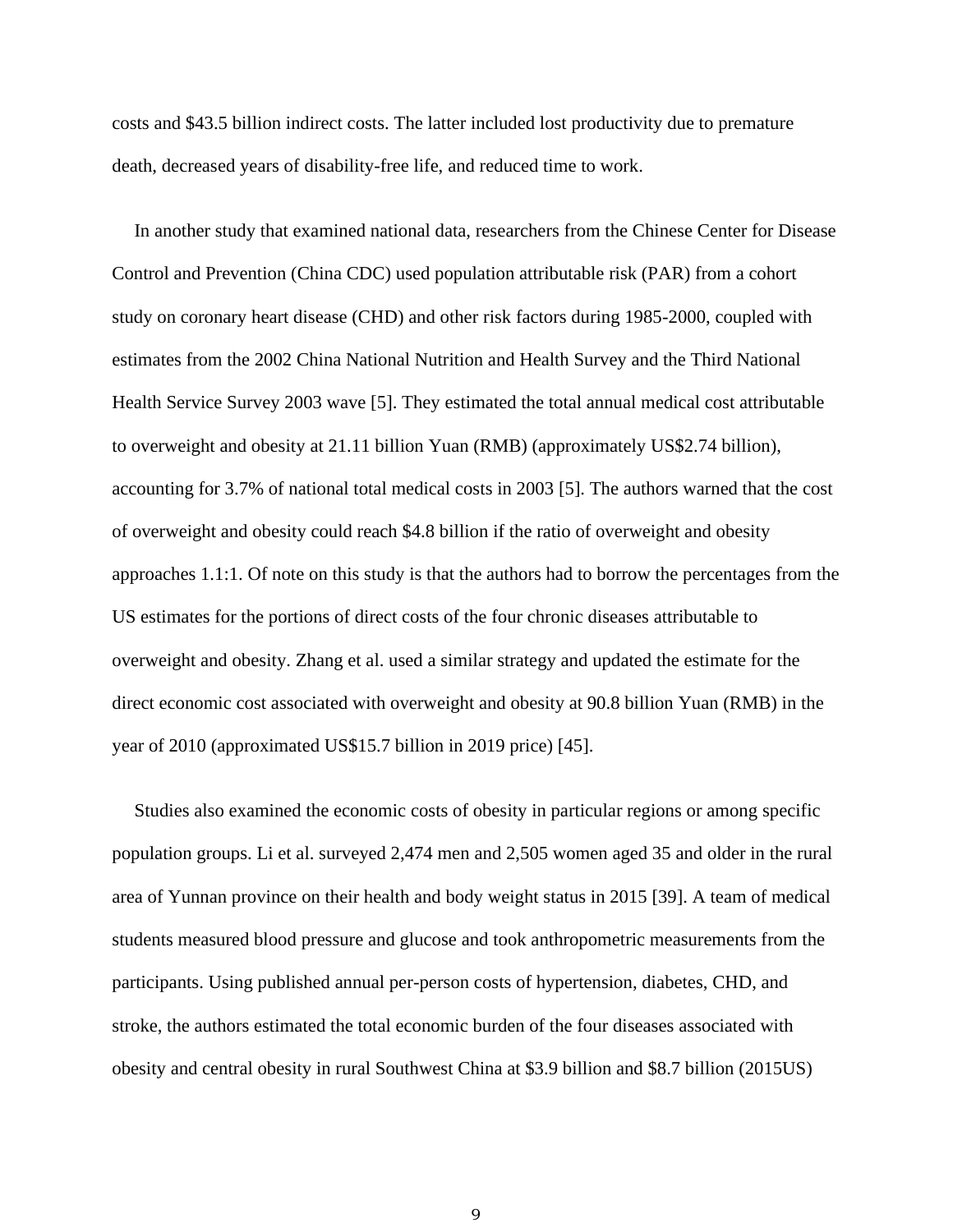costs and $43.5 billion indirect costs. The latter included lost productivity due to premature death, decreased years of disability-free life, and reduced time to work.

In another study that examined national data, researchers from the Chinese Center for Disease Control and Prevention (China CDC) used population attributable risk (PAR) from a cohort study on coronary heart disease (CHD) and other risk factors during 1985-2000, coupled with estimates from the 2002 China National Nutrition and Health Survey and the Third National Health Service Survey 2003 wave [5]. They estimated the total annual medical cost attributable to overweight and obesity at 21.11 billion Yuan (RMB) (approximately US$2.74 billion), accounting for 3.7% of national total medical costs in 2003 [5]. The authors warned that the cost of overweight and obesity could reach $4.8 billion if the ratio of overweight and obesity approaches 1.1:1. Of note on this study is that the authors had to borrow the percentages from the US estimates for the portions of direct costs of the four chronic diseases attributable to overweight and obesity. Zhang et al. used a similar strategy and updated the estimate for the direct economic cost associated with overweight and obesity at 90.8 billion Yuan (RMB) in the year of 2010 (approximated US$15.7 billion in 2019 price) [45].

Studies also examined the economic costs of obesity in particular regions or among specific population groups. Li et al. surveyed 2,474 men and 2,505 women aged 35 and older in the rural area of Yunnan province on their health and body weight status in 2015 [39]. A team of medical students measured blood pressure and glucose and took anthropometric measurements from the participants. Using published annual per-person costs of hypertension, diabetes, CHD, and stroke, the authors estimated the total economic burden of the four diseases associated with obesity and central obesity in rural Southwest China at $3.9 billion and $8.7 billion (2015US)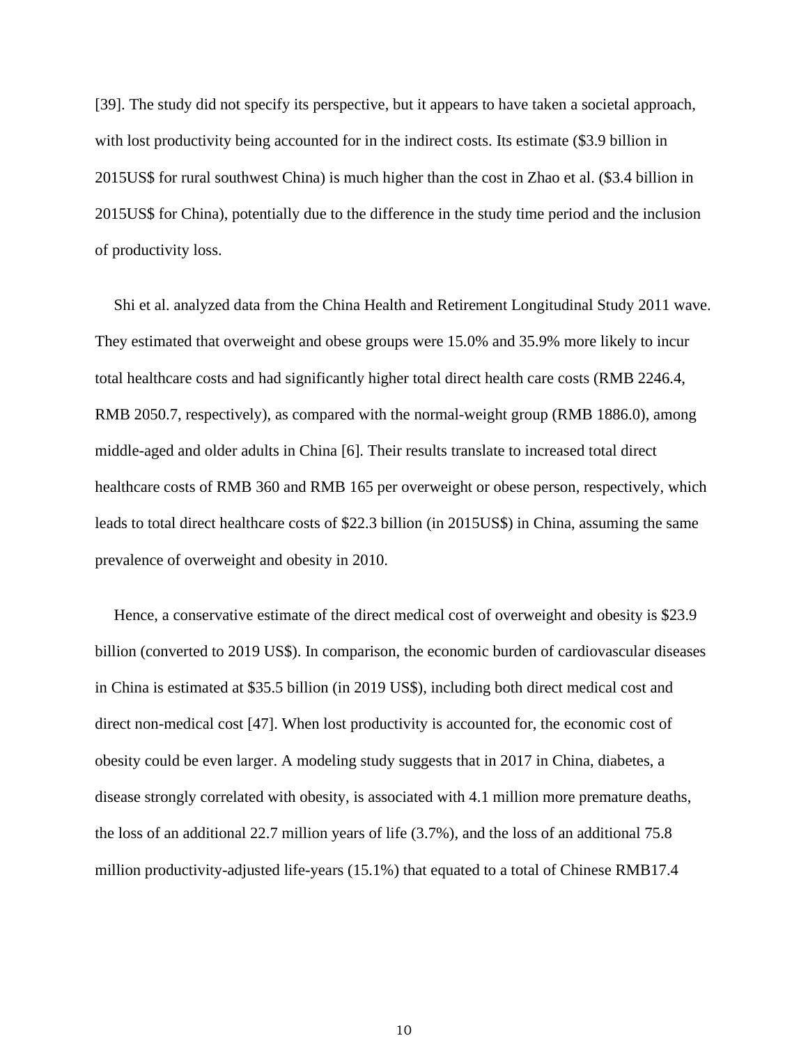[39]. The study did not specify its perspective, but it appears to have taken a societal approach, with lost productivity being accounted for in the indirect costs. Its estimate ($3.9 billion in 2015US$ for rural southwest China) is much higher than the cost in Zhao et al. ($3.4 billion in 2015US$ for China), potentially due to the difference in the study time period and the inclusion of productivity loss.

Shi et al. analyzed data from the China Health and Retirement Longitudinal Study 2011 wave. They estimated that overweight and obese groups were 15.0% and 35.9% more likely to incur total healthcare costs and had significantly higher total direct health care costs (RMB 2246.4, RMB 2050.7, respectively), as compared with the normal-weight group (RMB 1886.0), among middle-aged and older adults in China [6]. Their results translate to increased total direct healthcare costs of RMB 360 and RMB 165 per overweight or obese person, respectively, which leads to total direct healthcare costs of $22.3 billion (in 2015US$) in China, assuming the same prevalence of overweight and obesity in 2010.

Hence, a conservative estimate of the direct medical cost of overweight and obesity is $23.9 billion (converted to 2019 US$). In comparison, the economic burden of cardiovascular diseases in China is estimated at $35.5 billion (in 2019 US$), including both direct medical cost and direct non-medical cost [47]. When lost productivity is accounted for, the economic cost of obesity could be even larger. A modeling study suggests that in 2017 in China, diabetes, a disease strongly correlated with obesity, is associated with 4.1 million more premature deaths, the loss of an additional 22.7 million years of life (3.7%), and the loss of an additional 75.8 million productivity-adjusted life-years (15.1%) that equated to a total of Chinese RMB17.4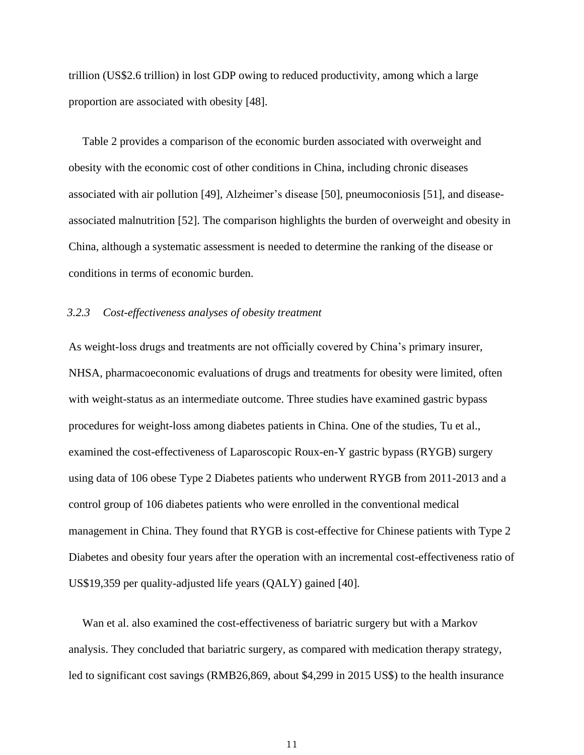trillion (US$2.6 trillion) in lost GDP owing to reduced productivity, among which a large proportion are associated with obesity [48].

Table 2 provides a comparison of the economic burden associated with overweight and obesity with the economic cost of other conditions in China, including chronic diseases associated with air pollution [49], Alzheimer's disease [50], pneumoconiosis [51], and disease-associated malnutrition [52]. The comparison highlights the burden of overweight and obesity in China, although a systematic assessment is needed to determine the ranking of the disease or conditions in terms of economic burden.

### *3.2.3 Cost-effectiveness analyses of obesity treatment*

As weight-loss drugs and treatments are not officially covered by China's primary insurer, NHSA, pharmacoeconomic evaluations of drugs and treatments for obesity were limited, often with weight-status as an intermediate outcome. Three studies have examined gastric bypass procedures for weight-loss among diabetes patients in China. One of the studies, Tu et al., examined the cost-effectiveness of Laparoscopic Roux-en-Y gastric bypass (RYGB) surgery using data of 106 obese Type 2 Diabetes patients who underwent RYGB from 2011-2013 and a control group of 106 diabetes patients who were enrolled in the conventional medical management in China. They found that RYGB is cost-effective for Chinese patients with Type 2 Diabetes and obesity four years after the operation with an incremental cost-effectiveness ratio of US$19,359 per quality-adjusted life years (QALY) gained [40].

Wan et al. also examined the cost-effectiveness of bariatric surgery but with a Markov analysis. They concluded that bariatric surgery, as compared with medication therapy strategy, led to significant cost savings (RMB26,869, about $4,299 in 2015 US$) to the health insurance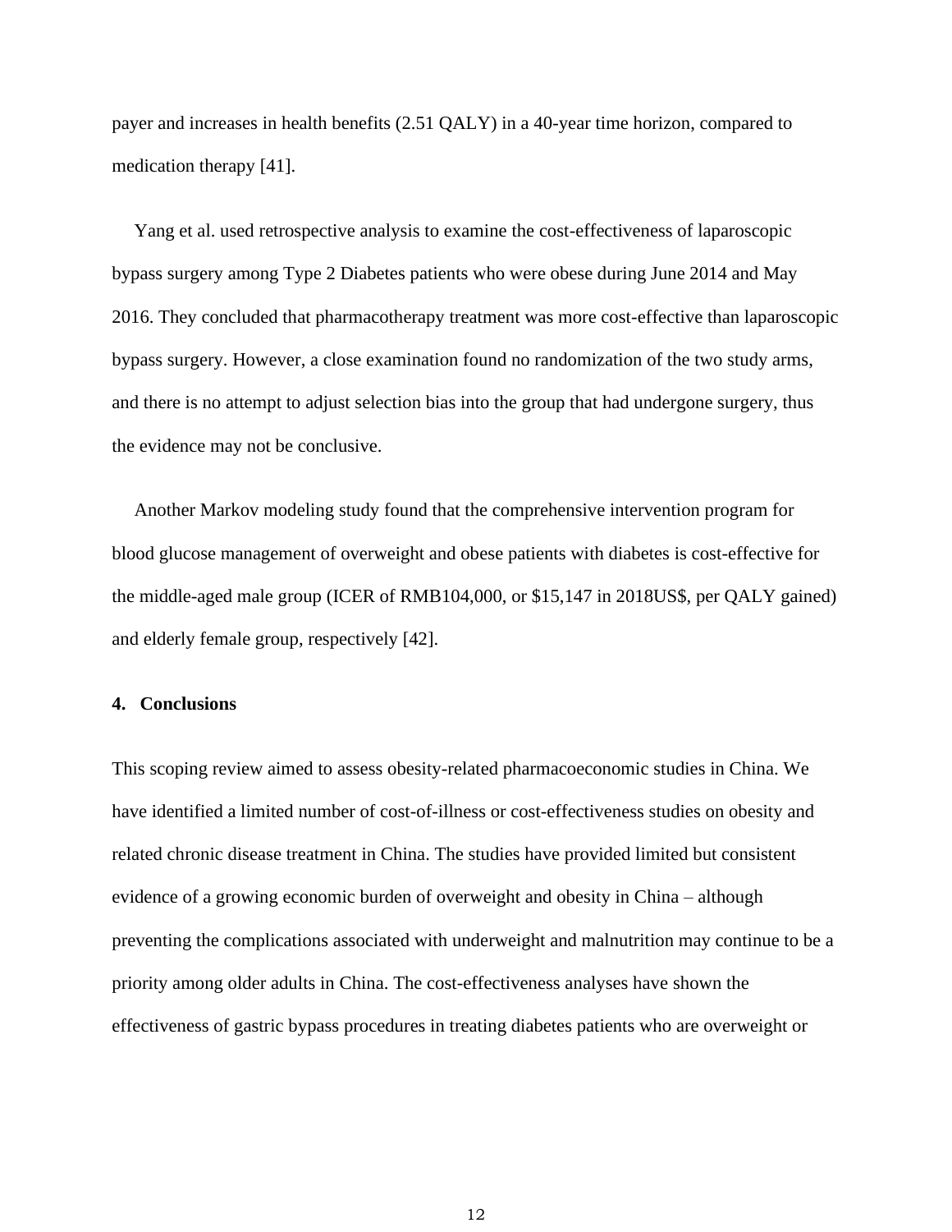payer and increases in health benefits (2.51 QALY) in a 40-year time horizon, compared to medication therapy [41].

Yang et al. used retrospective analysis to examine the cost-effectiveness of laparoscopic bypass surgery among Type 2 Diabetes patients who were obese during June 2014 and May 2016. They concluded that pharmacotherapy treatment was more cost-effective than laparoscopic bypass surgery. However, a close examination found no randomization of the two study arms, and there is no attempt to adjust selection bias into the group that had undergone surgery, thus the evidence may not be conclusive.

Another Markov modeling study found that the comprehensive intervention program for blood glucose management of overweight and obese patients with diabetes is cost-effective for the middle-aged male group (ICER of RMB104,000, or $15,147 in 2018US$, per QALY gained) and elderly female group, respectively [42].

## 4. Conclusions

This scoping review aimed to assess obesity-related pharmacoeconomic studies in China. We have identified a limited number of cost-of-illness or cost-effectiveness studies on obesity and related chronic disease treatment in China. The studies have provided limited but consistent evidence of a growing economic burden of overweight and obesity in China – although preventing the complications associated with underweight and malnutrition may continue to be a priority among older adults in China. The cost-effectiveness analyses have shown the effectiveness of gastric bypass procedures in treating diabetes patients who are overweight or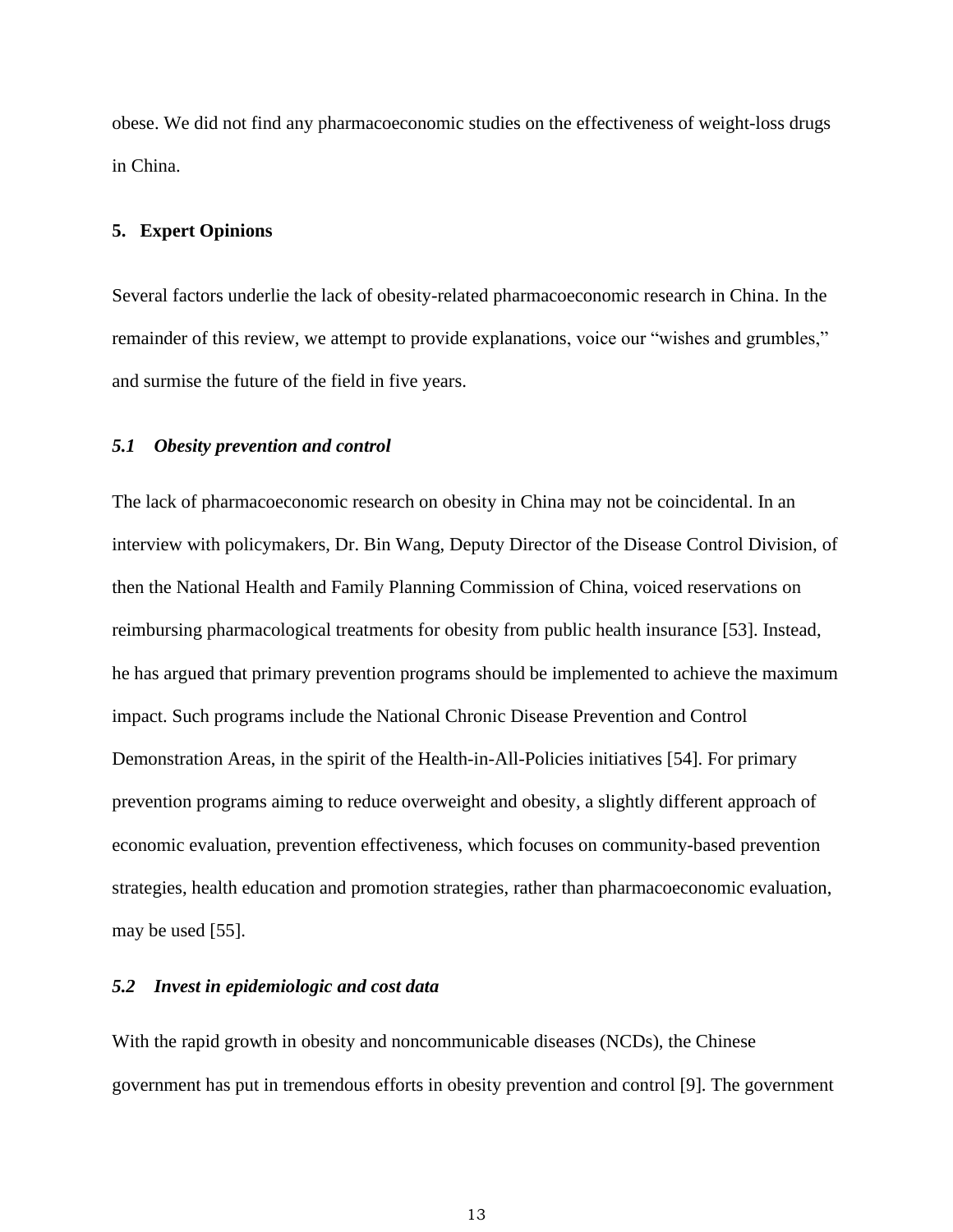obese. We did not find any pharmacoeconomic studies on the effectiveness of weight-loss drugs in China.

## 5. Expert Opinions

Several factors underlie the lack of obesity-related pharmacoeconomic research in China. In the remainder of this review, we attempt to provide explanations, voice our "wishes and grumbles," and surmise the future of the field in five years.

### *5.1 Obesity prevention and control*

The lack of pharmacoeconomic research on obesity in China may not be coincidental. In an interview with policymakers, Dr. Bin Wang, Deputy Director of the Disease Control Division, of then the National Health and Family Planning Commission of China, voiced reservations on reimbursing pharmacological treatments for obesity from public health insurance [53]. Instead, he has argued that primary prevention programs should be implemented to achieve the maximum impact. Such programs include the National Chronic Disease Prevention and Control Demonstration Areas, in the spirit of the Health-in-All-Policies initiatives [54]. For primary prevention programs aiming to reduce overweight and obesity, a slightly different approach of economic evaluation, prevention effectiveness, which focuses on community-based prevention strategies, health education and promotion strategies, rather than pharmacoeconomic evaluation, may be used [55].

### *5.2 Invest in epidemiologic and cost data*

With the rapid growth in obesity and noncommunicable diseases (NCDs), the Chinese government has put in tremendous efforts in obesity prevention and control [9]. The government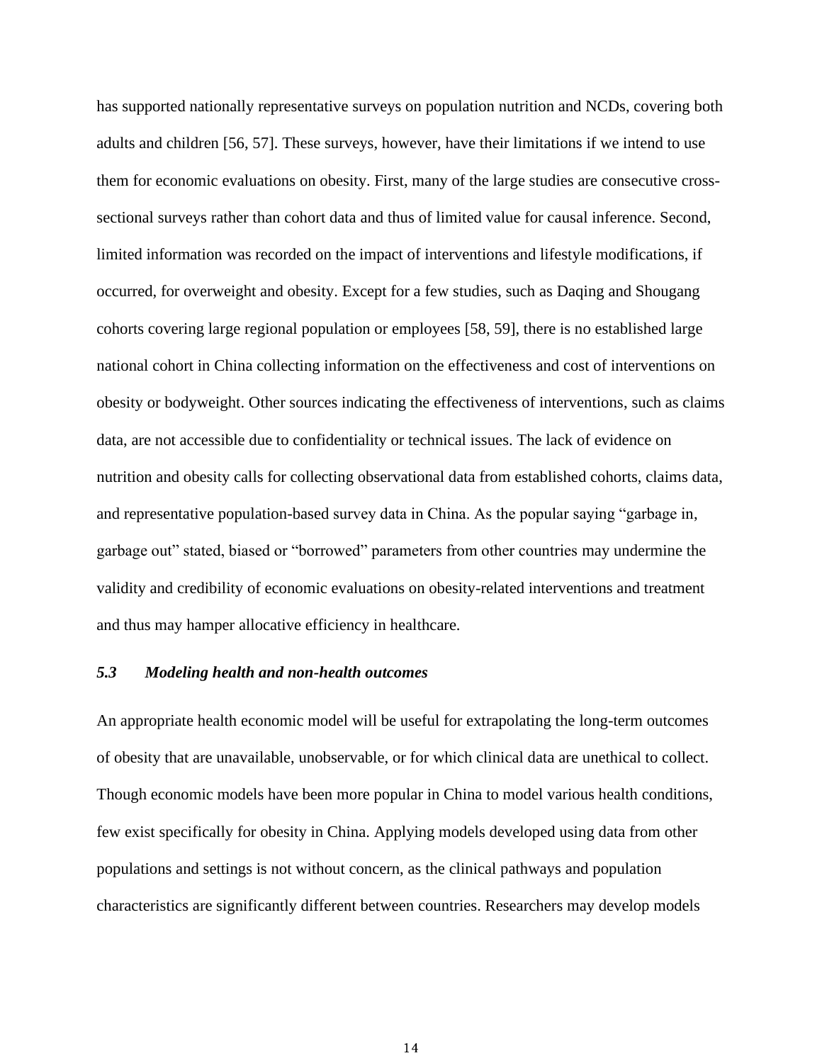has supported nationally representative surveys on population nutrition and NCDs, covering both adults and children [56, 57]. These surveys, however, have their limitations if we intend to use them for economic evaluations on obesity. First, many of the large studies are consecutive cross-sectional surveys rather than cohort data and thus of limited value for causal inference. Second, limited information was recorded on the impact of interventions and lifestyle modifications, if occurred, for overweight and obesity. Except for a few studies, such as Daqing and Shougang cohorts covering large regional population or employees [58, 59], there is no established large national cohort in China collecting information on the effectiveness and cost of interventions on obesity or bodyweight. Other sources indicating the effectiveness of interventions, such as claims data, are not accessible due to confidentiality or technical issues. The lack of evidence on nutrition and obesity calls for collecting observational data from established cohorts, claims data, and representative population-based survey data in China. As the popular saying "garbage in, garbage out" stated, biased or "borrowed" parameters from other countries may undermine the validity and credibility of economic evaluations on obesity-related interventions and treatment and thus may hamper allocative efficiency in healthcare.

### *5.3 Modeling health and non-health outcomes*

An appropriate health economic model will be useful for extrapolating the long-term outcomes of obesity that are unavailable, unobservable, or for which clinical data are unethical to collect. Though economic models have been more popular in China to model various health conditions, few exist specifically for obesity in China. Applying models developed using data from other populations and settings is not without concern, as the clinical pathways and population characteristics are significantly different between countries. Researchers may develop models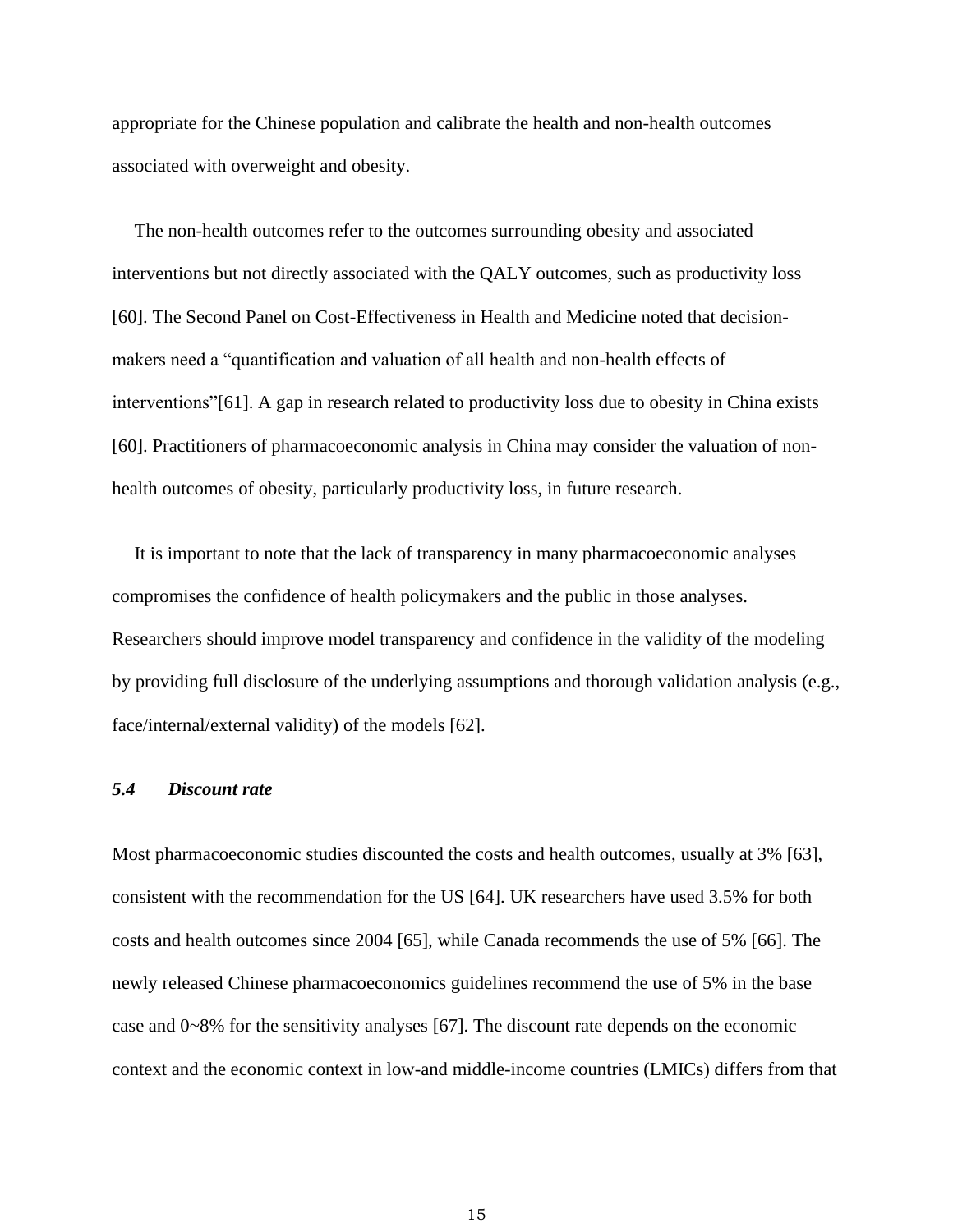appropriate for the Chinese population and calibrate the health and non-health outcomes associated with overweight and obesity.

The non-health outcomes refer to the outcomes surrounding obesity and associated interventions but not directly associated with the QALY outcomes, such as productivity loss [60]. The Second Panel on Cost-Effectiveness in Health and Medicine noted that decision-makers need a "quantification and valuation of all health and non-health effects of interventions"[61]. A gap in research related to productivity loss due to obesity in China exists [60]. Practitioners of pharmacoeconomic analysis in China may consider the valuation of non-health outcomes of obesity, particularly productivity loss, in future research.

It is important to note that the lack of transparency in many pharmacoeconomic analyses compromises the confidence of health policymakers and the public in those analyses. Researchers should improve model transparency and confidence in the validity of the modeling by providing full disclosure of the underlying assumptions and thorough validation analysis (e.g., face/internal/external validity) of the models [62].

### *5.4 Discount rate*

Most pharmacoeconomic studies discounted the costs and health outcomes, usually at 3% [63], consistent with the recommendation for the US [64]. UK researchers have used 3.5% for both costs and health outcomes since 2004 [65], while Canada recommends the use of 5% [66]. The newly released Chinese pharmacoeconomics guidelines recommend the use of 5% in the base case and 0~8% for the sensitivity analyses [67]. The discount rate depends on the economic context and the economic context in low-and middle-income countries (LMICs) differs from that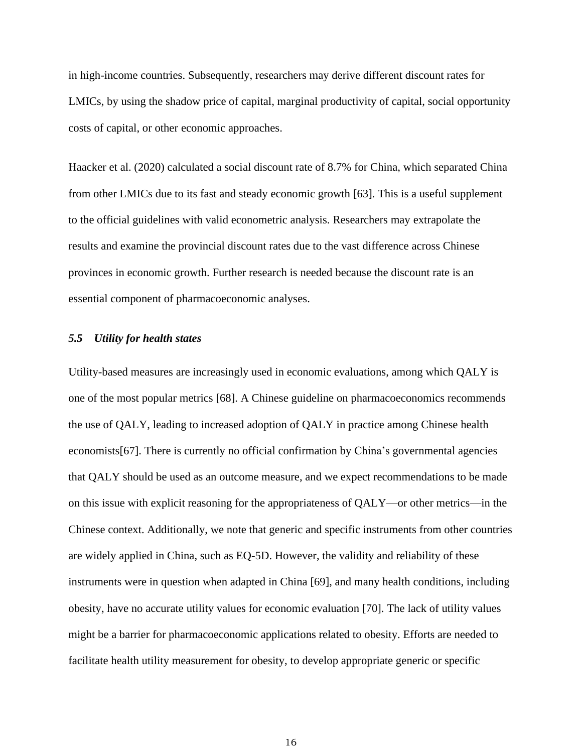in high-income countries. Subsequently, researchers may derive different discount rates for LMICs, by using the shadow price of capital, marginal productivity of capital, social opportunity costs of capital, or other economic approaches.

Haacker et al. (2020) calculated a social discount rate of 8.7% for China, which separated China from other LMICs due to its fast and steady economic growth [63]. This is a useful supplement to the official guidelines with valid econometric analysis. Researchers may extrapolate the results and examine the provincial discount rates due to the vast difference across Chinese provinces in economic growth. Further research is needed because the discount rate is an essential component of pharmacoeconomic analyses.

### *5.5 Utility for health states*

Utility-based measures are increasingly used in economic evaluations, among which QALY is one of the most popular metrics [68]. A Chinese guideline on pharmacoeconomics recommends the use of QALY, leading to increased adoption of QALY in practice among Chinese health economists[67]. There is currently no official confirmation by China's governmental agencies that QALY should be used as an outcome measure, and we expect recommendations to be made on this issue with explicit reasoning for the appropriateness of QALY—or other metrics—in the Chinese context. Additionally, we note that generic and specific instruments from other countries are widely applied in China, such as EQ-5D. However, the validity and reliability of these instruments were in question when adapted in China [69], and many health conditions, including obesity, have no accurate utility values for economic evaluation [70]. The lack of utility values might be a barrier for pharmacoeconomic applications related to obesity. Efforts are needed to facilitate health utility measurement for obesity, to develop appropriate generic or specific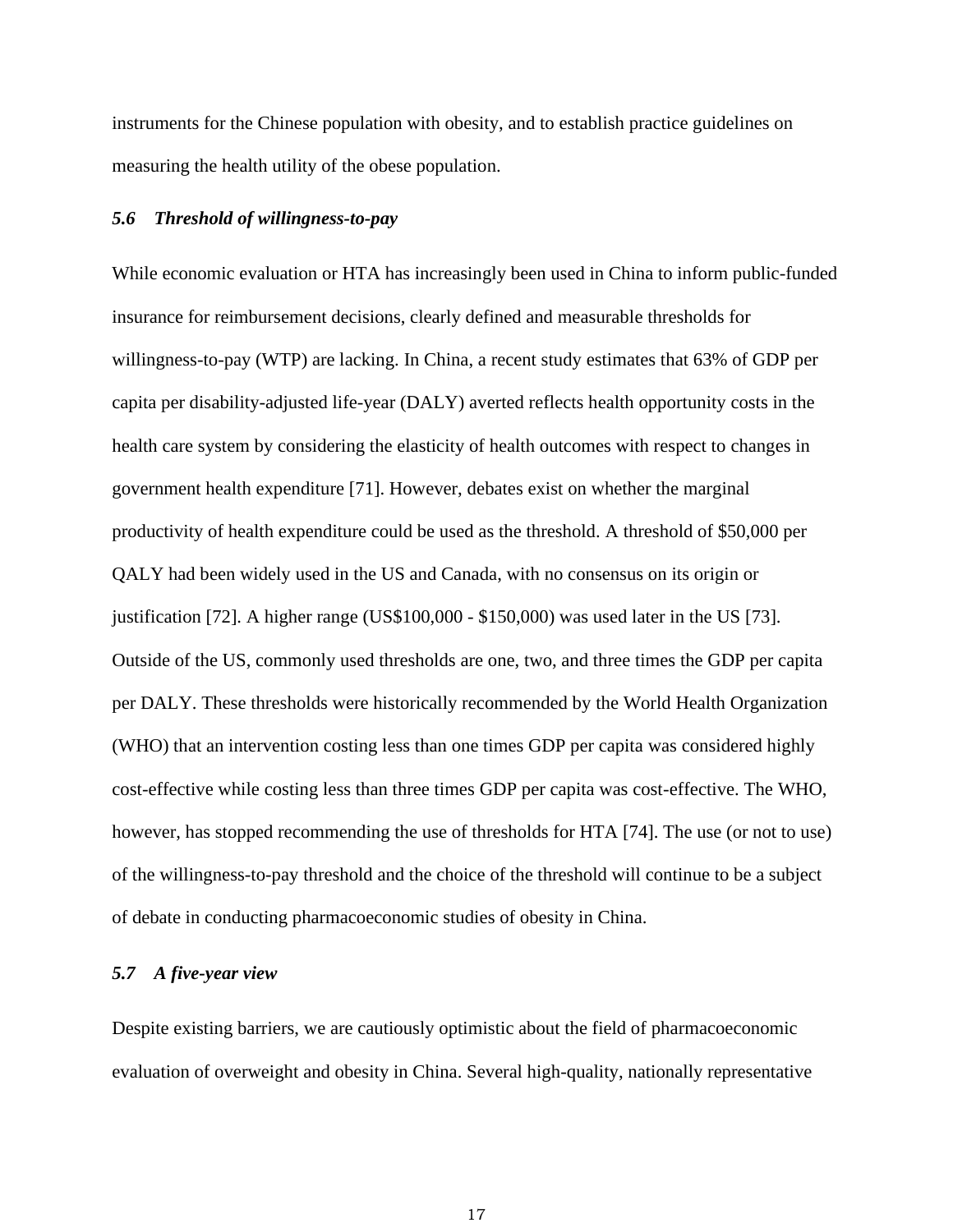instruments for the Chinese population with obesity, and to establish practice guidelines on measuring the health utility of the obese population.

### *5.6 Threshold of willingness-to-pay*

While economic evaluation or HTA has increasingly been used in China to inform public-funded insurance for reimbursement decisions, clearly defined and measurable thresholds for willingness-to-pay (WTP) are lacking. In China, a recent study estimates that 63% of GDP per capita per disability-adjusted life-year (DALY) averted reflects health opportunity costs in the health care system by considering the elasticity of health outcomes with respect to changes in government health expenditure [71]. However, debates exist on whether the marginal productivity of health expenditure could be used as the threshold. A threshold of $50,000 per QALY had been widely used in the US and Canada, with no consensus on its origin or justification [72]. A higher range (US$100,000 - $150,000) was used later in the US [73]. Outside of the US, commonly used thresholds are one, two, and three times the GDP per capita per DALY. These thresholds were historically recommended by the World Health Organization (WHO) that an intervention costing less than one times GDP per capita was considered highly cost-effective while costing less than three times GDP per capita was cost-effective. The WHO, however, has stopped recommending the use of thresholds for HTA [74]. The use (or not to use) of the willingness-to-pay threshold and the choice of the threshold will continue to be a subject of debate in conducting pharmacoeconomic studies of obesity in China.

### *5.7 A five-year view*

Despite existing barriers, we are cautiously optimistic about the field of pharmacoeconomic evaluation of overweight and obesity in China. Several high-quality, nationally representative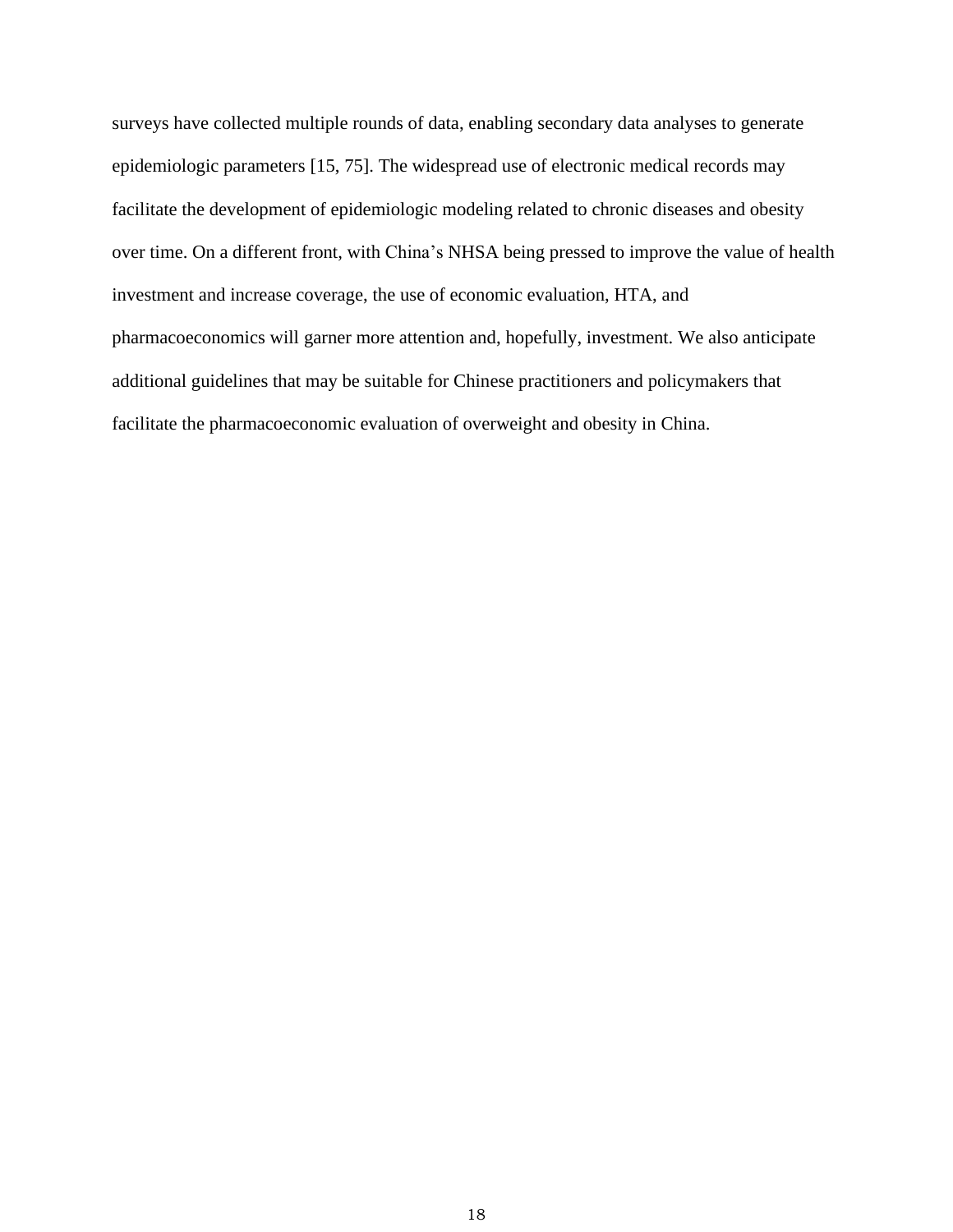surveys have collected multiple rounds of data, enabling secondary data analyses to generate epidemiologic parameters [15, 75]. The widespread use of electronic medical records may facilitate the development of epidemiologic modeling related to chronic diseases and obesity over time. On a different front, with China's NHSA being pressed to improve the value of health investment and increase coverage, the use of economic evaluation, HTA, and pharmacoeconomics will garner more attention and, hopefully, investment. We also anticipate additional guidelines that may be suitable for Chinese practitioners and policymakers that facilitate the pharmacoeconomic evaluation of overweight and obesity in China.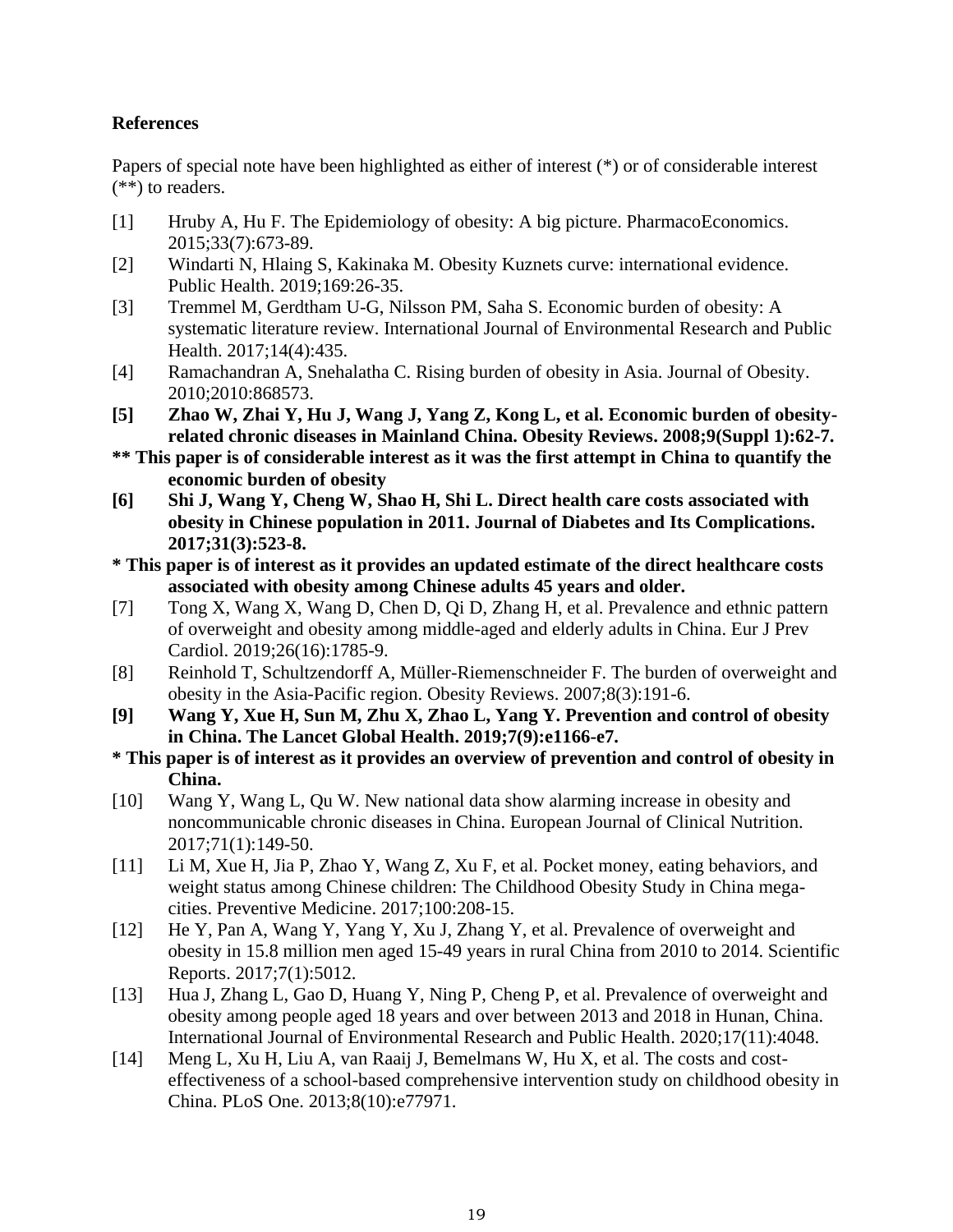**References**

Papers of special note have been highlighted as either of interest (*) or of considerable interest (**) to readers.

[1] Hruby A, Hu F. The Epidemiology of obesity: A big picture. PharmacoEconomics. 2015;33(7):673-89.

[2] Windarti N, Hlaing S, Kakinaka M. Obesity Kuznets curve: international evidence. Public Health. 2019;169:26-35.

[3] Tremmel M, Gerdtham U-G, Nilsson PM, Saha S. Economic burden of obesity: A systematic literature review. International Journal of Environmental Research and Public Health. 2017;14(4):435.

[4] Ramachandran A, Snehalatha C. Rising burden of obesity in Asia. Journal of Obesity. 2010;2010:868573.

**[5] Zhao W, Zhai Y, Hu J, Wang J, Yang Z, Kong L, et al. Economic burden of obesity-related chronic diseases in Mainland China. Obesity Reviews. 2008;9(Suppl 1):62-7.**

**** This paper is of considerable interest as it was the first attempt in China to quantify the economic burden of obesity**

**[6] Shi J, Wang Y, Cheng W, Shao H, Shi L. Direct health care costs associated with obesity in Chinese population in 2011. Journal of Diabetes and Its Complications. 2017;31(3):523-8.**

*** This paper is of interest as it provides an updated estimate of the direct healthcare costs associated with obesity among Chinese adults 45 years and older.**

[7] Tong X, Wang X, Wang D, Chen D, Qi D, Zhang H, et al. Prevalence and ethnic pattern of overweight and obesity among middle-aged and elderly adults in China. Eur J Prev Cardiol. 2019;26(16):1785-9.

[8] Reinhold T, Schultzendorff A, Müller-Riemenschneider F. The burden of overweight and obesity in the Asia-Pacific region. Obesity Reviews. 2007;8(3):191-6.

**[9] Wang Y, Xue H, Sun M, Zhu X, Zhao L, Yang Y. Prevention and control of obesity in China. The Lancet Global Health. 2019;7(9):e1166-e7.**

*** This paper is of interest as it provides an overview of prevention and control of obesity in China.**

[10] Wang Y, Wang L, Qu W. New national data show alarming increase in obesity and noncommunicable chronic diseases in China. European Journal of Clinical Nutrition. 2017;71(1):149-50.

[11] Li M, Xue H, Jia P, Zhao Y, Wang Z, Xu F, et al. Pocket money, eating behaviors, and weight status among Chinese children: The Childhood Obesity Study in China mega-cities. Preventive Medicine. 2017;100:208-15.

[12] He Y, Pan A, Wang Y, Yang Y, Xu J, Zhang Y, et al. Prevalence of overweight and obesity in 15.8 million men aged 15-49 years in rural China from 2010 to 2014. Scientific Reports. 2017;7(1):5012.

[13] Hua J, Zhang L, Gao D, Huang Y, Ning P, Cheng P, et al. Prevalence of overweight and obesity among people aged 18 years and over between 2013 and 2018 in Hunan, China. International Journal of Environmental Research and Public Health. 2020;17(11):4048.

[14] Meng L, Xu H, Liu A, van Raaij J, Bemelmans W, Hu X, et al. The costs and cost-effectiveness of a school-based comprehensive intervention study on childhood obesity in China. PLoS One. 2013;8(10):e77971.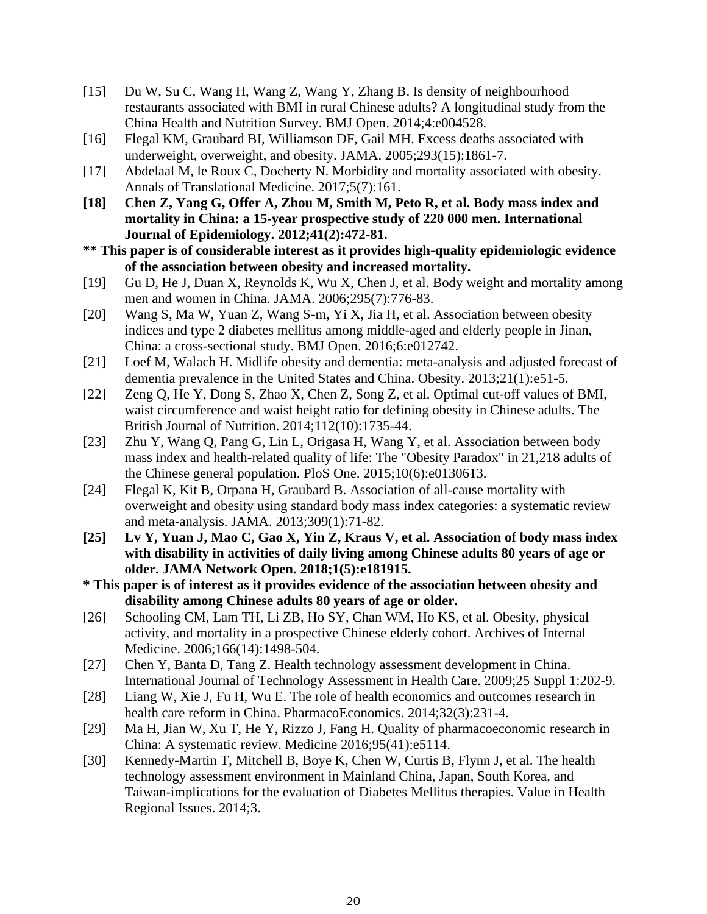[15] Du W, Su C, Wang H, Wang Z, Wang Y, Zhang B. Is density of neighbourhood restaurants associated with BMI in rural Chinese adults? A longitudinal study from the China Health and Nutrition Survey. BMJ Open. 2014;4:e004528.

[16] Flegal KM, Graubard BI, Williamson DF, Gail MH. Excess deaths associated with underweight, overweight, and obesity. JAMA. 2005;293(15):1861-7.

[17] Abdelaal M, le Roux C, Docherty N. Morbidity and mortality associated with obesity. Annals of Translational Medicine. 2017;5(7):161.

**[18] Chen Z, Yang G, Offer A, Zhou M, Smith M, Peto R, et al. Body mass index and mortality in China: a 15-year prospective study of 220 000 men. International Journal of Epidemiology. 2012;41(2):472-81.**

**** This paper is of considerable interest as it provides high-quality epidemiologic evidence of the association between obesity and increased mortality.**

[19] Gu D, He J, Duan X, Reynolds K, Wu X, Chen J, et al. Body weight and mortality among men and women in China. JAMA. 2006;295(7):776-83.

[20] Wang S, Ma W, Yuan Z, Wang S-m, Yi X, Jia H, et al. Association between obesity indices and type 2 diabetes mellitus among middle-aged and elderly people in Jinan, China: a cross-sectional study. BMJ Open. 2016;6:e012742.

[21] Loef M, Walach H. Midlife obesity and dementia: meta-analysis and adjusted forecast of dementia prevalence in the United States and China. Obesity. 2013;21(1):e51-5.

[22] Zeng Q, He Y, Dong S, Zhao X, Chen Z, Song Z, et al. Optimal cut-off values of BMI, waist circumference and waist height ratio for defining obesity in Chinese adults. The British Journal of Nutrition. 2014;112(10):1735-44.

[23] Zhu Y, Wang Q, Pang G, Lin L, Origasa H, Wang Y, et al. Association between body mass index and health-related quality of life: The "Obesity Paradox" in 21,218 adults of the Chinese general population. PloS One. 2015;10(6):e0130613.

[24] Flegal K, Kit B, Orpana H, Graubard B. Association of all-cause mortality with overweight and obesity using standard body mass index categories: a systematic review and meta-analysis. JAMA. 2013;309(1):71-82.

**[25] Lv Y, Yuan J, Mao C, Gao X, Yin Z, Kraus V, et al. Association of body mass index with disability in activities of daily living among Chinese adults 80 years of age or older. JAMA Network Open. 2018;1(5):e181915.**

*** This paper is of interest as it provides evidence of the association between obesity and disability among Chinese adults 80 years of age or older.**

[26] Schooling CM, Lam TH, Li ZB, Ho SY, Chan WM, Ho KS, et al. Obesity, physical activity, and mortality in a prospective Chinese elderly cohort. Archives of Internal Medicine. 2006;166(14):1498-504.

[27] Chen Y, Banta D, Tang Z. Health technology assessment development in China. International Journal of Technology Assessment in Health Care. 2009;25 Suppl 1:202-9.

[28] Liang W, Xie J, Fu H, Wu E. The role of health economics and outcomes research in health care reform in China. PharmacoEconomics. 2014;32(3):231-4.

[29] Ma H, Jian W, Xu T, He Y, Rizzo J, Fang H. Quality of pharmacoeconomic research in China: A systematic review. Medicine 2016;95(41):e5114.

[30] Kennedy-Martin T, Mitchell B, Boye K, Chen W, Curtis B, Flynn J, et al. The health technology assessment environment in Mainland China, Japan, South Korea, and Taiwan-implications for the evaluation of Diabetes Mellitus therapies. Value in Health Regional Issues. 2014;3.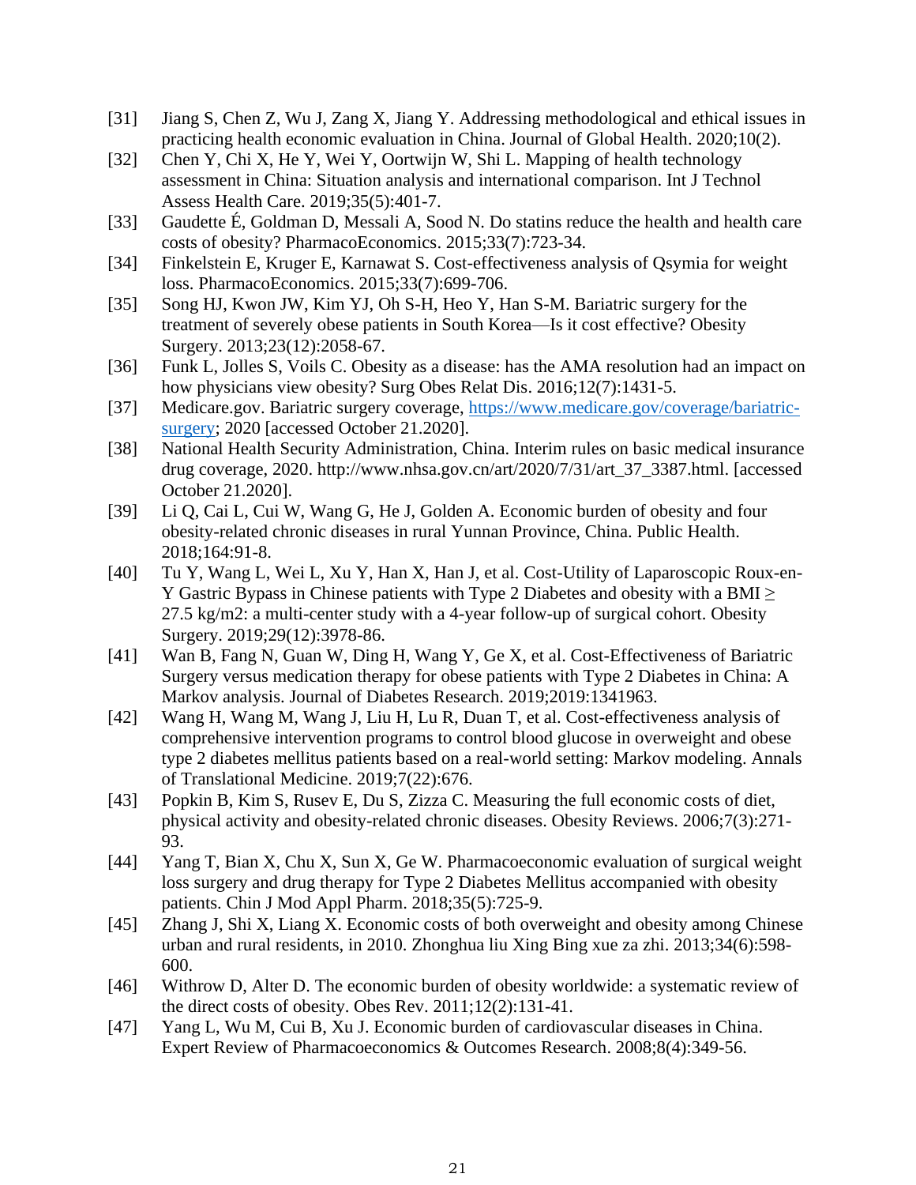[31] Jiang S, Chen Z, Wu J, Zang X, Jiang Y. Addressing methodological and ethical issues in practicing health economic evaluation in China. Journal of Global Health. 2020;10(2).

[32] Chen Y, Chi X, He Y, Wei Y, Oortwijn W, Shi L. Mapping of health technology assessment in China: Situation analysis and international comparison. Int J Technol Assess Health Care. 2019;35(5):401-7.

[33] Gaudette É, Goldman D, Messali A, Sood N. Do statins reduce the health and health care costs of obesity? PharmacoEconomics. 2015;33(7):723-34.

[34] Finkelstein E, Kruger E, Karnawat S. Cost-effectiveness analysis of Qsymia for weight loss. PharmacoEconomics. 2015;33(7):699-706.

[35] Song HJ, Kwon JW, Kim YJ, Oh S-H, Heo Y, Han S-M. Bariatric surgery for the treatment of severely obese patients in South Korea—Is it cost effective? Obesity Surgery. 2013;23(12):2058-67.

[36] Funk L, Jolles S, Voils C. Obesity as a disease: has the AMA resolution had an impact on how physicians view obesity? Surg Obes Relat Dis. 2016;12(7):1431-5.

[37] Medicare.gov. Bariatric surgery coverage, https://www.medicare.gov/coverage/bariatric-surgery; 2020 [accessed October 21.2020].

[38] National Health Security Administration, China. Interim rules on basic medical insurance drug coverage, 2020. http://www.nhsa.gov.cn/art/2020/7/31/art_37_3387.html. [accessed October 21.2020].

[39] Li Q, Cai L, Cui W, Wang G, He J, Golden A. Economic burden of obesity and four obesity-related chronic diseases in rural Yunnan Province, China. Public Health. 2018;164:91-8.

[40] Tu Y, Wang L, Wei L, Xu Y, Han X, Han J, et al. Cost-Utility of Laparoscopic Roux-en-Y Gastric Bypass in Chinese patients with Type 2 Diabetes and obesity with a BMI ≥ 27.5 kg/m2: a multi-center study with a 4-year follow-up of surgical cohort. Obesity Surgery. 2019;29(12):3978-86.

[41] Wan B, Fang N, Guan W, Ding H, Wang Y, Ge X, et al. Cost-Effectiveness of Bariatric Surgery versus medication therapy for obese patients with Type 2 Diabetes in China: A Markov analysis. Journal of Diabetes Research. 2019;2019:1341963.

[42] Wang H, Wang M, Wang J, Liu H, Lu R, Duan T, et al. Cost-effectiveness analysis of comprehensive intervention programs to control blood glucose in overweight and obese type 2 diabetes mellitus patients based on a real-world setting: Markov modeling. Annals of Translational Medicine. 2019;7(22):676.

[43] Popkin B, Kim S, Rusev E, Du S, Zizza C. Measuring the full economic costs of diet, physical activity and obesity-related chronic diseases. Obesity Reviews. 2006;7(3):271-93.

[44] Yang T, Bian X, Chu X, Sun X, Ge W. Pharmacoeconomic evaluation of surgical weight loss surgery and drug therapy for Type 2 Diabetes Mellitus accompanied with obesity patients. Chin J Mod Appl Pharm. 2018;35(5):725-9.

[45] Zhang J, Shi X, Liang X. Economic costs of both overweight and obesity among Chinese urban and rural residents, in 2010. Zhonghua liu Xing Bing xue za zhi. 2013;34(6):598-600.

[46] Withrow D, Alter D. The economic burden of obesity worldwide: a systematic review of the direct costs of obesity. Obes Rev. 2011;12(2):131-41.

[47] Yang L, Wu M, Cui B, Xu J. Economic burden of cardiovascular diseases in China. Expert Review of Pharmacoeconomics & Outcomes Research. 2008;8(4):349-56.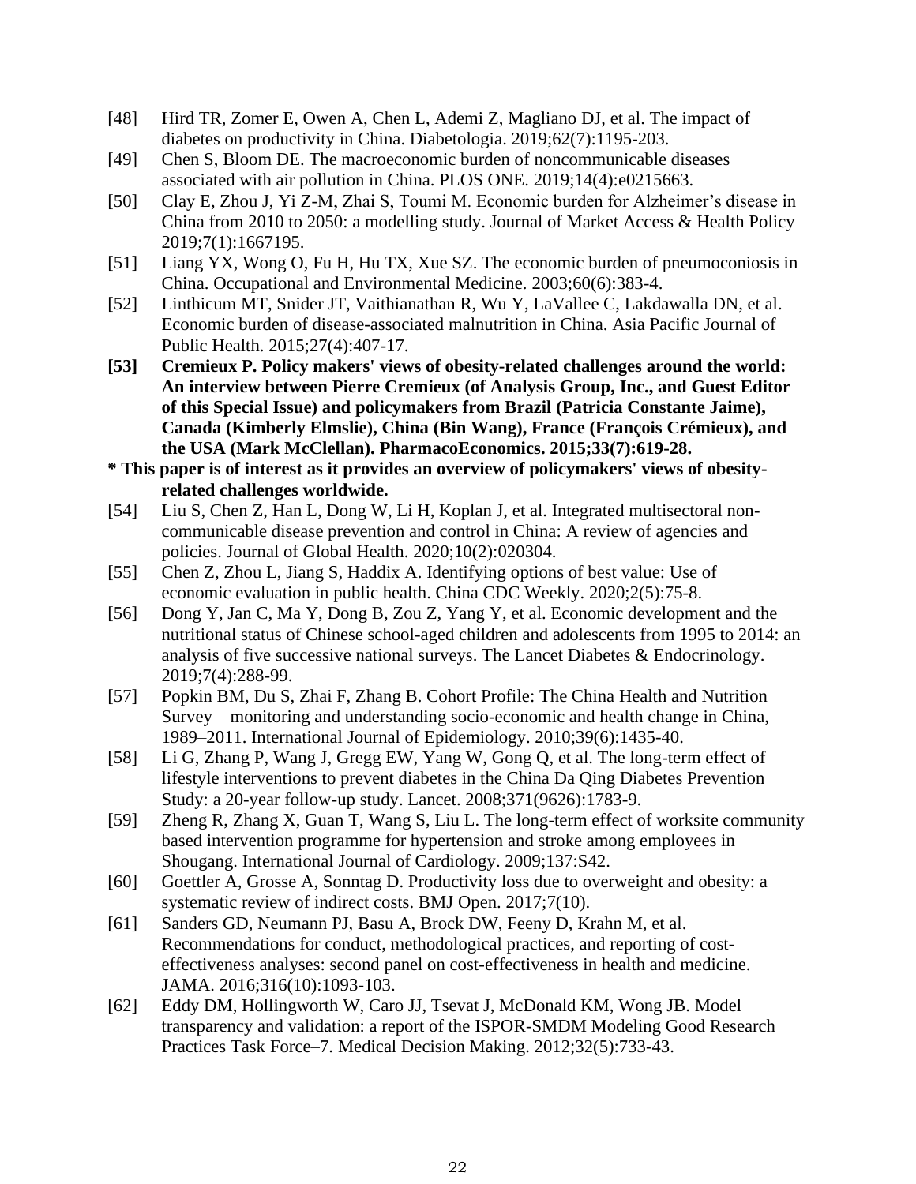[48] Hird TR, Zomer E, Owen A, Chen L, Ademi Z, Magliano DJ, et al. The impact of diabetes on productivity in China. Diabetologia. 2019;62(7):1195-203.

[49] Chen S, Bloom DE. The macroeconomic burden of noncommunicable diseases associated with air pollution in China. PLOS ONE. 2019;14(4):e0215663.

[50] Clay E, Zhou J, Yi Z-M, Zhai S, Toumi M. Economic burden for Alzheimer's disease in China from 2010 to 2050: a modelling study. Journal of Market Access & Health Policy 2019;7(1):1667195.

[51] Liang YX, Wong O, Fu H, Hu TX, Xue SZ. The economic burden of pneumoconiosis in China. Occupational and Environmental Medicine. 2003;60(6):383-4.

[52] Linthicum MT, Snider JT, Vaithianathan R, Wu Y, LaVallee C, Lakdawalla DN, et al. Economic burden of disease-associated malnutrition in China. Asia Pacific Journal of Public Health. 2015;27(4):407-17.

**[53] Cremieux P. Policy makers' views of obesity-related challenges around the world: An interview between Pierre Cremieux (of Analysis Group, Inc., and Guest Editor of this Special Issue) and policymakers from Brazil (Patricia Constante Jaime), Canada (Kimberly Elmslie), China (Bin Wang), France (François Crémieux), and the USA (Mark McClellan). PharmacoEconomics. 2015;33(7):619-28.**

**\* This paper is of interest as it provides an overview of policymakers' views of obesity-related challenges worldwide.**

[54] Liu S, Chen Z, Han L, Dong W, Li H, Koplan J, et al. Integrated multisectoral non-communicable disease prevention and control in China: A review of agencies and policies. Journal of Global Health. 2020;10(2):020304.

[55] Chen Z, Zhou L, Jiang S, Haddix A. Identifying options of best value: Use of economic evaluation in public health. China CDC Weekly. 2020;2(5):75-8.

[56] Dong Y, Jan C, Ma Y, Dong B, Zou Z, Yang Y, et al. Economic development and the nutritional status of Chinese school-aged children and adolescents from 1995 to 2014: an analysis of five successive national surveys. The Lancet Diabetes & Endocrinology. 2019;7(4):288-99.

[57] Popkin BM, Du S, Zhai F, Zhang B. Cohort Profile: The China Health and Nutrition Survey—monitoring and understanding socio-economic and health change in China, 1989–2011. International Journal of Epidemiology. 2010;39(6):1435-40.

[58] Li G, Zhang P, Wang J, Gregg EW, Yang W, Gong Q, et al. The long-term effect of lifestyle interventions to prevent diabetes in the China Da Qing Diabetes Prevention Study: a 20-year follow-up study. Lancet. 2008;371(9626):1783-9.

[59] Zheng R, Zhang X, Guan T, Wang S, Liu L. The long-term effect of worksite community based intervention programme for hypertension and stroke among employees in Shougang. International Journal of Cardiology. 2009;137:S42.

[60] Goettler A, Grosse A, Sonntag D. Productivity loss due to overweight and obesity: a systematic review of indirect costs. BMJ Open. 2017;7(10).

[61] Sanders GD, Neumann PJ, Basu A, Brock DW, Feeny D, Krahn M, et al. Recommendations for conduct, methodological practices, and reporting of cost-effectiveness analyses: second panel on cost-effectiveness in health and medicine. JAMA. 2016;316(10):1093-103.

[62] Eddy DM, Hollingworth W, Caro JJ, Tsevat J, McDonald KM, Wong JB. Model transparency and validation: a report of the ISPOR-SMDM Modeling Good Research Practices Task Force–7. Medical Decision Making. 2012;32(5):733-43.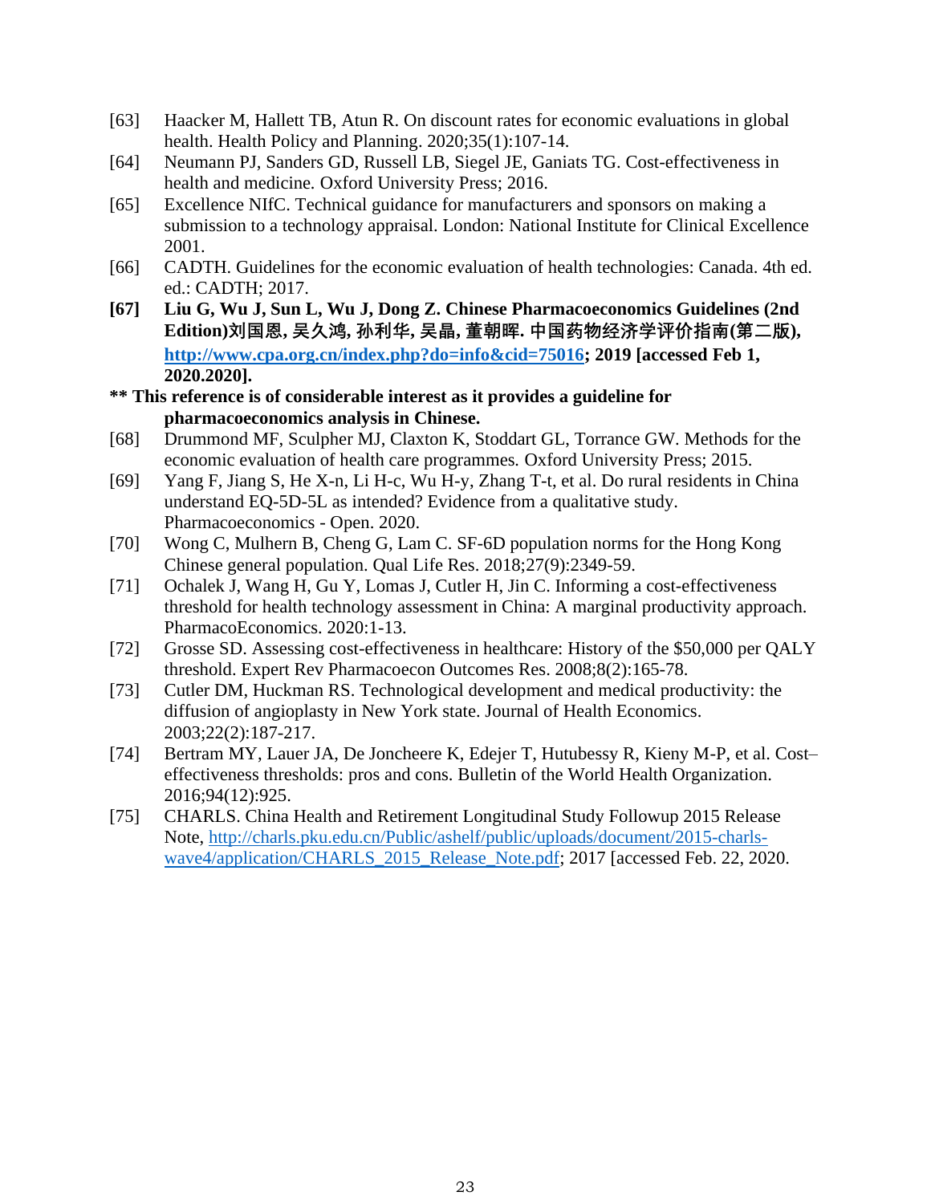[63] Haacker M, Hallett TB, Atun R. On discount rates for economic evaluations in global health. Health Policy and Planning. 2020;35(1):107-14.

[64] Neumann PJ, Sanders GD, Russell LB, Siegel JE, Ganiats TG. Cost-effectiveness in health and medicine. Oxford University Press; 2016.

[65] Excellence NIfC. Technical guidance for manufacturers and sponsors on making a submission to a technology appraisal. London: National Institute for Clinical Excellence 2001.

[66] CADTH. Guidelines for the economic evaluation of health technologies: Canada. 4th ed. ed.: CADTH; 2017.

**[67] Liu G, Wu J, Sun L, Wu J, Dong Z. Chinese Pharmacoeconomics Guidelines (2nd Edition)刘国恩, 吴久鸿, 孙利华, 吴晶, 董朝晖. 中国药物经济学评价指南(第二版), [http://www.cpa.org.cn/index.php?do=info&cid=75016](http://www.cpa.org.cn/index.php?do=info&cid=75016); 2019 [accessed Feb 1, 2020.2020].**

**** This reference is of considerable interest as it provides a guideline for pharmacoeconomics analysis in Chinese.**

[68] Drummond MF, Sculpher MJ, Claxton K, Stoddart GL, Torrance GW. Methods for the economic evaluation of health care programmes. Oxford University Press; 2015.

[69] Yang F, Jiang S, He X-n, Li H-c, Wu H-y, Zhang T-t, et al. Do rural residents in China understand EQ-5D-5L as intended? Evidence from a qualitative study. Pharmacoeconomics - Open. 2020.

[70] Wong C, Mulhern B, Cheng G, Lam C. SF-6D population norms for the Hong Kong Chinese general population. Qual Life Res. 2018;27(9):2349-59.

[71] Ochalek J, Wang H, Gu Y, Lomas J, Cutler H, Jin C. Informing a cost-effectiveness threshold for health technology assessment in China: A marginal productivity approach. PharmacoEconomics. 2020:1-13.

[72] Grosse SD. Assessing cost-effectiveness in healthcare: History of the $50,000 per QALY threshold. Expert Rev Pharmacoecon Outcomes Res. 2008;8(2):165-78.

[73] Cutler DM, Huckman RS. Technological development and medical productivity: the diffusion of angioplasty in New York state. Journal of Health Economics. 2003;22(2):187-217.

[74] Bertram MY, Lauer JA, De Joncheere K, Edejer T, Hutubessy R, Kieny M-P, et al. Cost–effectiveness thresholds: pros and cons. Bulletin of the World Health Organization. 2016;94(12):925.

[75] CHARLS. China Health and Retirement Longitudinal Study Followup 2015 Release Note, [http://charls.pku.edu.cn/Public/ashelf/public/uploads/document/2015-charls-wave4/application/CHARLS_2015_Release_Note.pdf](http://charls.pku.edu.cn/Public/ashelf/public/uploads/document/2015-charls-wave4/application/CHARLS_2015_Release_Note.pdf); 2017 [accessed Feb. 22, 2020.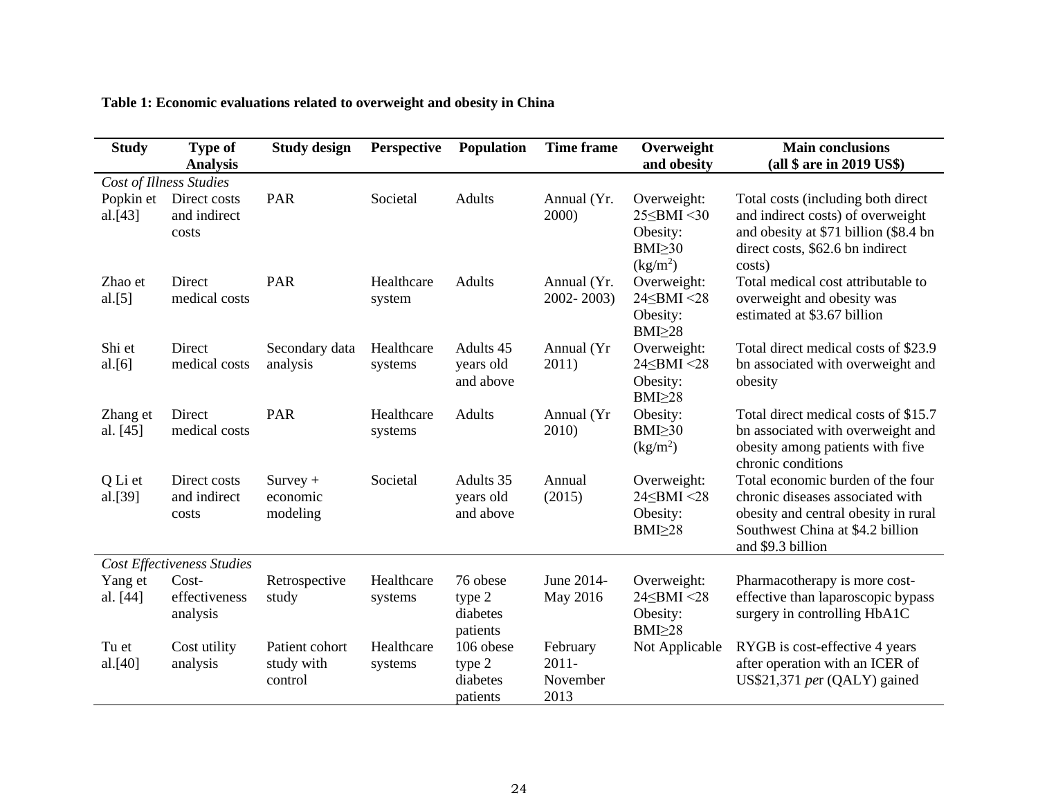**Table 1: Economic evaluations related to overweight and obesity in China**

| Study | Type of Analysis | Study design | Perspective | Population | Time frame | Overweight and obesity | Main conclusions (all $ are in 2019 US$) |
|---|---|---|---|---|---|---|---|
| *Cost of Illness Studies* | | | | | | | |
| Popkin et al.[43] | Direct costs and indirect costs | PAR | Societal | Adults | Annual (Yr. 2000) | Overweight: 25≤BMI <30 Obesity: BMI≥30 ($kg/m^2$) | Total costs (including both direct and indirect costs) of overweight and obesity at $71 billion ($8.4 bn direct costs, $62.6 bn indirect costs) |
| Zhao et al.[5] | Direct medical costs | PAR | Healthcare system | Adults | Annual (Yr. 2002- 2003) | Overweight: 24≤BMI <28 Obesity: BMI≥28 | Total medical cost attributable to overweight and obesity was estimated at $3.67 billion |
| Shi et al.[6] | Direct medical costs | Secondary data analysis | Healthcare systems | Adults 45 years old and above | Annual (Yr 2011) | Overweight: 24≤BMI <28 Obesity: BMI≥28 | Total direct medical costs of $23.9 bn associated with overweight and obesity |
| Zhang et al. [45] | Direct medical costs | PAR | Healthcare systems | Adults | Annual (Yr 2010) | Obesity: BMI≥30 ($kg/m^2$) | Total direct medical costs of $15.7 bn associated with overweight and obesity among patients with five chronic conditions |
| Q Li et al.[39] | Direct costs and indirect costs | Survey + economic modeling | Societal | Adults 35 years old and above | Annual (2015) | Overweight: 24≤BMI <28 Obesity: BMI≥28 | Total economic burden of the four chronic diseases associated with obesity and central obesity in rural Southwest China at $4.2 billion and $9.3 billion |
| *Cost Effectiveness Studies* | | | | | | | |
| Yang et al. [44] | Cost-effectiveness analysis | Retrospective study | Healthcare systems | 76 obese type 2 diabetes patients | June 2014-May 2016 | Overweight: 24≤BMI <28 Obesity: BMI≥28 | Pharmacotherapy is more cost-effective than laparoscopic bypass surgery in controlling HbA1C |
| Tu et al.[40] | Cost utility analysis | Patient cohort study with control | Healthcare systems | 106 obese type 2 diabetes patients | February 2011-November 2013 | Not Applicable | RYGB is cost-effective 4 years after operation with an ICER of US$21,371 *pe*r (QALY) gained |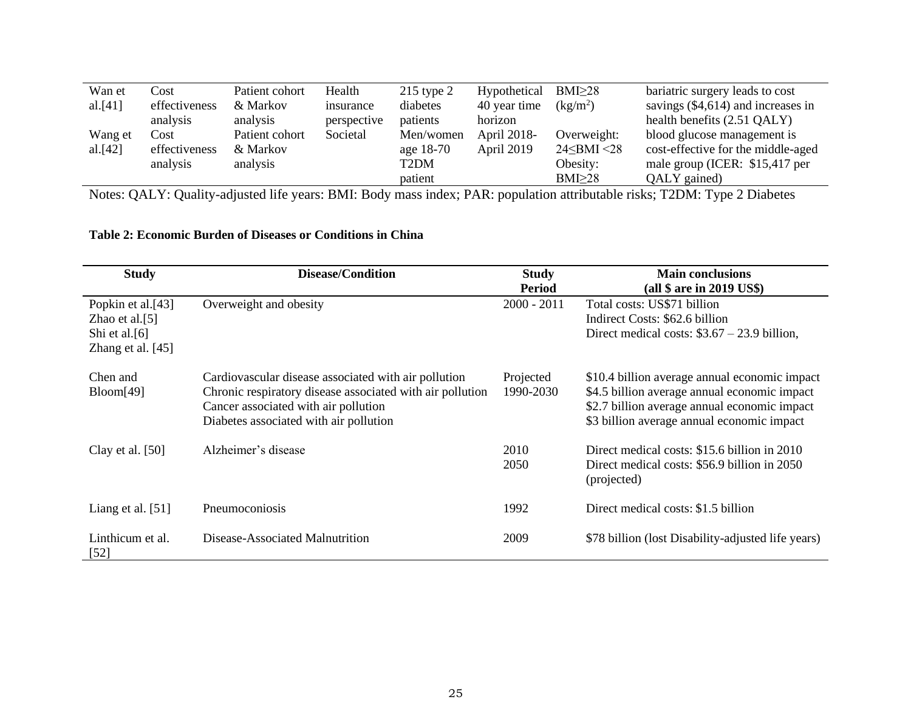| | | | | | | | |
|---|---|---|---|---|---|---|---|
| Wan et al.[41] | Cost effectiveness analysis | Patient cohort & Markov analysis | Health insurance perspective | 215 type 2 diabetes patients | Hypothetical 40 year time horizon | BMI≥28 (kg/m$^2$) | bariatric surgery leads to cost savings ($4,614) and increases in health benefits (2.51 QALY) |
| Wang et al.[42] | Cost effectiveness analysis | Patient cohort & Markov analysis | Societal | Men/women age 18-70 T2DM patient | April 2018-April 2019 | Overweight: 24≤BMI <28 Obesity: BMI≥28 | blood glucose management is cost-effective for the middle-aged male group (ICER: $15,417 per QALY gained) |

Notes: QALY: Quality-adjusted life years: BMI: Body mass index; PAR: population attributable risks; T2DM: Type 2 Diabetes

**Table 2: Economic Burden of Diseases or Conditions in China**

| Study | Disease/Condition | Study Period | Main conclusions (all $ are in 2019 US$) |
|---|---|---|---|
| Popkin et al.[43]<br>Zhao et al.[5]<br>Shi et al.[6]<br>Zhang et al. [45] | Overweight and obesity | 2000 - 2011 | Total costs: US$71 billion<br>Indirect Costs: $62.6 billion<br>Direct medical costs: $3.67 – 23.9 billion, |
| Chen and Bloom[49] | Cardiovascular disease associated with air pollution<br>Chronic respiratory disease associated with air pollution<br>Cancer associated with air pollution<br>Diabetes associated with air pollution | Projected 1990-2030 | $10.4 billion average annual economic impact<br>$4.5 billion average annual economic impact<br>$2.7 billion average annual economic impact<br>$3 billion average annual economic impact |
| Clay et al. [50] | Alzheimer's disease | 2010<br>2050 | Direct medical costs: $15.6 billion in 2010<br>Direct medical costs: $56.9 billion in 2050 (projected) |
| Liang et al. [51] | Pneumoconiosis | 1992 | Direct medical costs: $1.5 billion |
| Linthicum et al. [52] | Disease-Associated Malnutrition | 2009 | $78 billion (lost Disability-adjusted life years) |